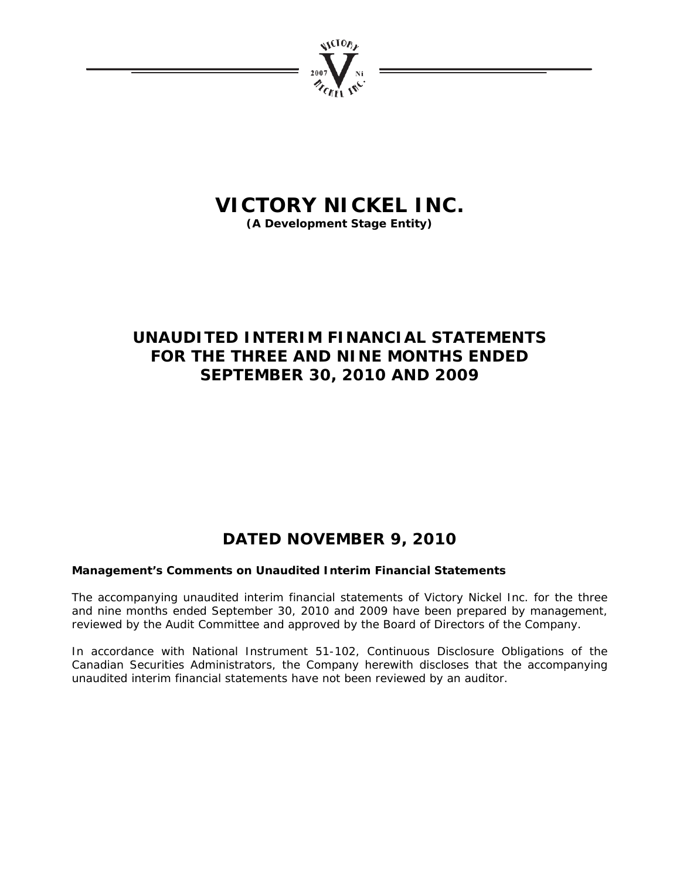# VICTORY NICKEL INC.

**(A Development Stage Entity)**

## UNAUDITED INTERIM FINANCIAL STATEMENTS FOR THE THREE AND NINE MONTHS ENDED SEPTEMBER 30, 2010 AND 2009

## DATED NOVEMBER 9, 2010

**Management's Comments on Unaudited Interim Financial Statements**

The accompanying unaudited interim financial statements of Victory Nickel Inc. for the three and nine months ended September 30, 2010 and 2009 have been prepared by management, reviewed by the Audit Committee and approved by the Board of Directors of the Company.

In accordance with National Instrument 51-102, Continuous Disclosure Obligations of the Canadian Securities Administrators, the Company herewith discloses that the accompanying unaudited interim financial statements have not been reviewed by an auditor.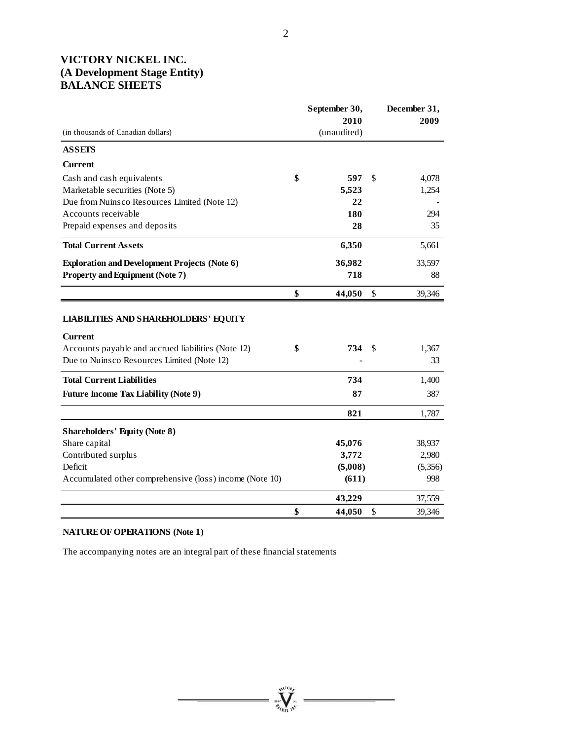# VICTORY NICKEL INC.
## (A Development Stage Entity)
## BALANCE SHEETS

| (in thousands of Canadian dollars) | September 30, 2010 (unaudited) | December 31, 2009 |
|---|---|---|
| **ASSETS** | | |
| **Current** | | |
| Cash and cash equivalents | **$ 597** | $ 4,078 |
| Marketable securities (Note 5) | **5,523** | 1,254 |
| Due from Nuinsco Resources Limited (Note 12) | **22** | - |
| Accounts receivable | **180** | 294 |
| Prepaid expenses and deposits | **28** | 35 |
| **Total Current Assets** | **6,350** | 5,661 |
| **Exploration and Development Projects (Note 6)** | **36,982** | 33,597 |
| **Property and Equipment (Note 7)** | **718** | 88 |
| | **$ 44,050** | $ 39,346 |
| **LIABILITIES AND SHAREHOLDERS' EQUITY** | | |
| **Current** | | |
| Accounts payable and accrued liabilities (Note 12) | **$ 734** | $ 1,367 |
| Due to Nuinsco Resources Limited (Note 12) | **-** | 33 |
| **Total Current Liabilities** | **734** | 1,400 |
| **Future Income Tax Liability (Note 9)** | **87** | 387 |
| | **821** | 1,787 |
| **Shareholders' Equity (Note 8)** | | |
| Share capital | **45,076** | 38,937 |
| Contributed surplus | **3,772** | 2,980 |
| Deficit | **(5,008)** | (5,356) |
| Accumulated other comprehensive (loss) income (Note 10) | **(611)** | 998 |
| | **43,229** | 37,559 |
| | **$ 44,050** | $ 39,346 |

**NATURE OF OPERATIONS (Note 1)**

The accompanying notes are an integral part of these financial statements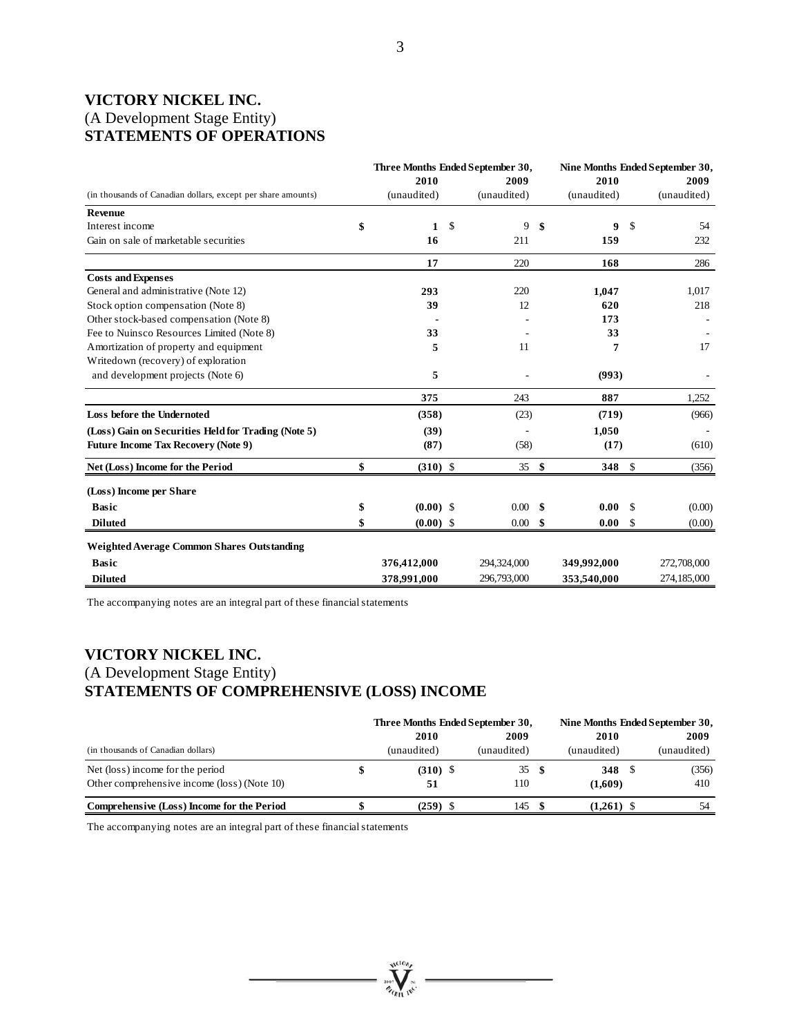# VICTORY NICKEL INC.
(A Development Stage Entity)
## STATEMENTS OF OPERATIONS

| (in thousands of Canadian dollars, except per share amounts) | Three Months Ended September 30, 2010 (unaudited) | Three Months Ended September 30, 2009 (unaudited) | Nine Months Ended September 30, 2010 (unaudited) | Nine Months Ended September 30, 2009 (unaudited) |
|---|---|---|---|---|
| **Revenue** | | | | |
| Interest income | $ **1** | $ 9 | $ **9** | $ 54 |
| Gain on sale of marketable securities | **16** | 211 | **159** | 232 |
| | **17** | 220 | **168** | 286 |
| **Costs and Expenses** | | | | |
| General and administrative (Note 12) | **293** | 220 | **1,047** | 1,017 |
| Stock option compensation (Note 8) | **39** | 12 | **620** | 218 |
| Other stock-based compensation (Note 8) | **-** | - | **173** | - |
| Fee to Nuinsco Resources Limited (Note 8) | **33** | - | **33** | - |
| Amortization of property and equipment | **5** | 11 | **7** | 17 |
| Writedown (recovery) of exploration and development projects (Note 6) | **5** | - | **(993)** | - |
| | **375** | 243 | **887** | 1,252 |
| **Loss before the Undernoted** | **(358)** | (23) | **(719)** | (966) |
| **(Loss) Gain on Securities Held for Trading (Note 5)** | **(39)** | - | **1,050** | - |
| **Future Income Tax Recovery (Note 9)** | **(87)** | (58) | **(17)** | (610) |
| **Net (Loss) Income for the Period** | $ **(310)** | $ 35 | $ **348** | $ (356) |
| **(Loss) Income per Share** | | | | |
| **Basic** | $ **(0.00)** | $ 0.00 | $ **0.00** | $ (0.00) |
| **Diluted** | $ **(0.00)** | $ 0.00 | $ **0.00** | $ (0.00) |
| **Weighted Average Common Shares Outstanding** | | | | |
| **Basic** | **376,412,000** | 294,324,000 | **349,992,000** | 272,708,000 |
| **Diluted** | **378,991,000** | 296,793,000 | **353,540,000** | 274,185,000 |

The accompanying notes are an integral part of these financial statements

# VICTORY NICKEL INC.
(A Development Stage Entity)
## STATEMENTS OF COMPREHENSIVE (LOSS) INCOME

| (in thousands of Canadian dollars) | Three Months Ended September 30, 2010 (unaudited) | Three Months Ended September 30, 2009 (unaudited) | Nine Months Ended September 30, 2010 (unaudited) | Nine Months Ended September 30, 2009 (unaudited) |
|---|---|---|---|---|
| Net (loss) income for the period | $ **(310)** | $ 35 | $ **348** | $ (356) |
| Other comprehensive income (loss) (Note 10) | **51** | 110 | **(1,609)** | 410 |
| **Comprehensive (Loss) Income for the Period** | $ **(259)** | $ 145 | $ **(1,261)** | $ 54 |

The accompanying notes are an integral part of these financial statements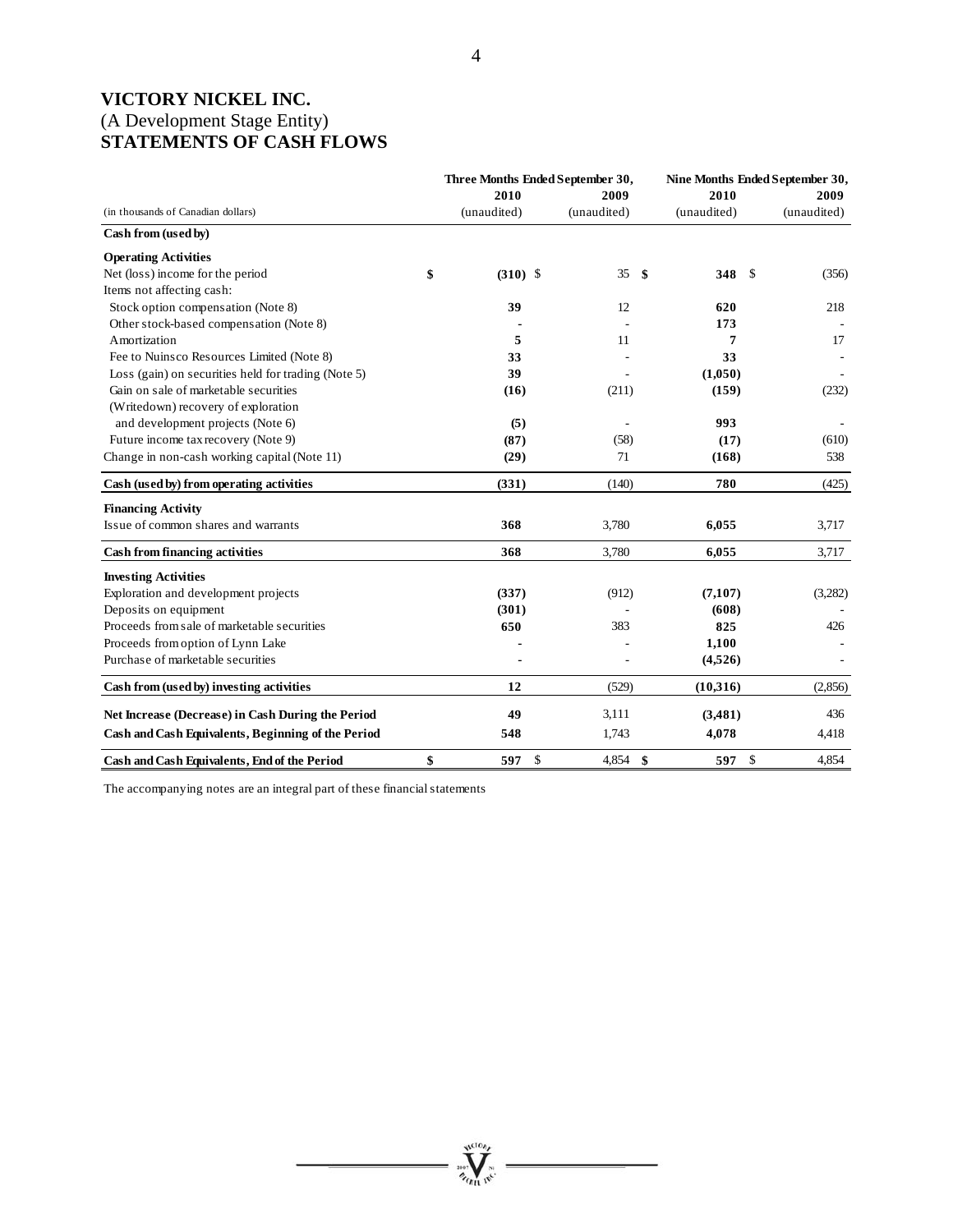# VICTORY NICKEL INC.

(A Development Stage Entity)

## STATEMENTS OF CASH FLOWS

| | Three Months Ended September 30, | | Nine Months Ended September 30, | |
|---|---|---|---|---|
| | 2010 | 2009 | 2010 | 2009 |
| (in thousands of Canadian dollars) | (unaudited) | (unaudited) | (unaudited) | (unaudited) |
| **Cash from (used by)** | | | | |
| **Operating Activities** | | | | |
| Net (loss) income for the period | **$ (310)** | $ 35 | **$ 348** | $ (356) |
| Items not affecting cash: | | | | |
| Stock option compensation (Note 8) | **39** | 12 | **620** | 218 |
| Other stock-based compensation (Note 8) | **-** | - | **173** | - |
| Amortization | **5** | 11 | **7** | 17 |
| Fee to Nuinsco Resources Limited (Note 8) | **33** | - | **33** | - |
| Loss (gain) on securities held for trading (Note 5) | **39** | - | **(1,050)** | - |
| Gain on sale of marketable securities | **(16)** | (211) | **(159)** | (232) |
| (Writedown) recovery of exploration and development projects (Note 6) | **(5)** | - | **993** | - |
| Future income tax recovery (Note 9) | **(87)** | (58) | **(17)** | (610) |
| Change in non-cash working capital (Note 11) | **(29)** | 71 | **(168)** | 538 |
| **Cash (used by) from operating activities** | **(331)** | (140) | **780** | (425) |
| **Financing Activity** | | | | |
| Issue of common shares and warrants | **368** | 3,780 | **6,055** | 3,717 |
| **Cash from financing activities** | **368** | 3,780 | **6,055** | 3,717 |
| **Investing Activities** | | | | |
| Exploration and development projects | **(337)** | (912) | **(7,107)** | (3,282) |
| Deposits on equipment | **(301)** | - | **(608)** | - |
| Proceeds from sale of marketable securities | **650** | 383 | **825** | 426 |
| Proceeds from option of Lynn Lake | **-** | - | **1,100** | - |
| Purchase of marketable securities | **-** | - | **(4,526)** | - |
| **Cash from (used by) investing activities** | **12** | (529) | **(10,316)** | (2,856) |
| **Net Increase (Decrease) in Cash During the Period** | **49** | 3,111 | **(3,481)** | 436 |
| **Cash and Cash Equivalents, Beginning of the Period** | **548** | 1,743 | **4,078** | 4,418 |
| **Cash and Cash Equivalents, End of the Period** | **$ 597** | $ 4,854 | **$ 597** | $ 4,854 |

The accompanying notes are an integral part of these financial statements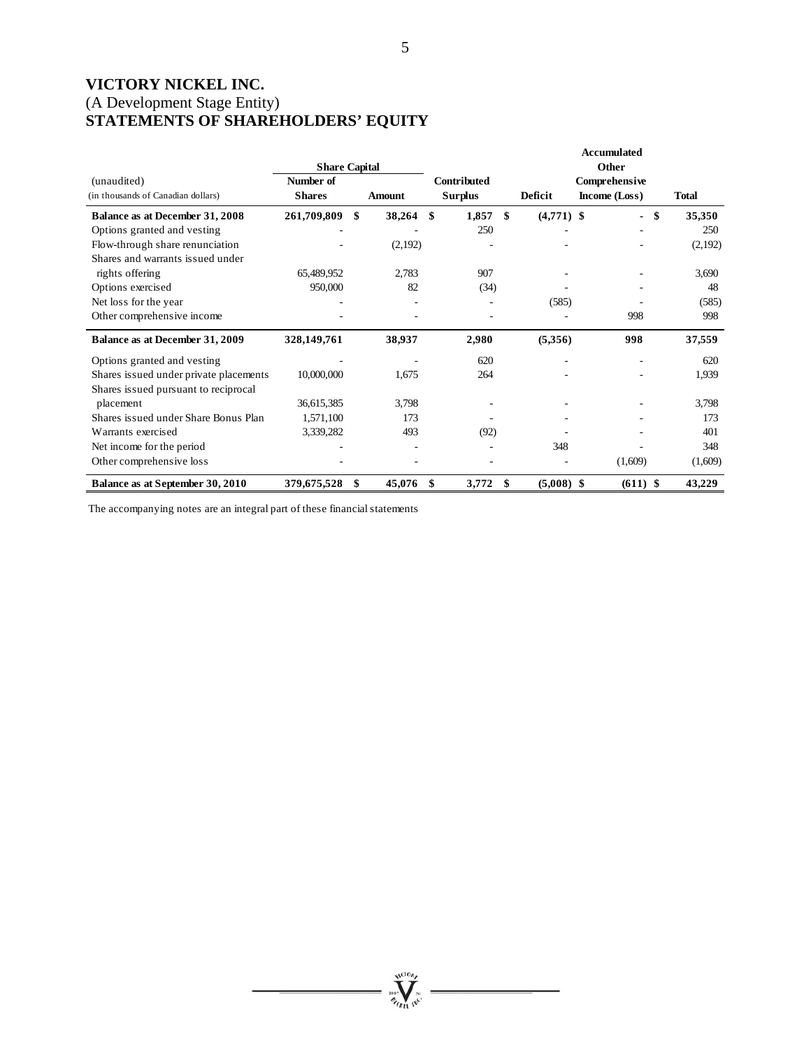# VICTORY NICKEL INC.
(A Development Stage Entity)
# STATEMENTS OF SHAREHOLDERS' EQUITY

| (unaudited)<br>(in thousands of Canadian dollars) | Share Capital<br>Number of Shares | Amount | Contributed Surplus | Deficit | Accumulated Other Comprehensive Income (Loss) | Total |
|---|---|---|---|---|---|---|
| **Balance as at December 31, 2008** | **261,709,809** | **$ 38,264** | **$ 1,857** | **$ (4,771)** | **$ -** | **$ 35,350** |
| Options granted and vesting | - | - | 250 | - | - | 250 |
| Flow-through share renunciation | - | (2,192) | - | - | - | (2,192) |
| Shares and warrants issued under rights offering | 65,489,952 | 2,783 | 907 | - | - | 3,690 |
| Options exercised | 950,000 | 82 | (34) | - | - | 48 |
| Net loss for the year | - | - | - | (585) | - | (585) |
| Other comprehensive income | - | - | - | - | 998 | 998 |
| **Balance as at December 31, 2009** | **328,149,761** | **38,937** | **2,980** | **(5,356)** | **998** | **37,559** |
| Options granted and vesting | - | - | 620 | - | - | 620 |
| Shares issued under private placements | 10,000,000 | 1,675 | 264 | - | - | 1,939 |
| Shares issued pursuant to reciprocal placement | 36,615,385 | 3,798 | - | - | - | 3,798 |
| Shares issued under Share Bonus Plan | 1,571,100 | 173 | - | - | - | 173 |
| Warrants exercised | 3,339,282 | 493 | (92) | - | - | 401 |
| Net income for the period | - | - | - | 348 | - | 348 |
| Other comprehensive loss | - | - | - | - | (1,609) | (1,609) |
| **Balance as at September 30, 2010** | **379,675,528** | **$ 45,076** | **$ 3,772** | **$ (5,008)** | **$ (611)** | **$ 43,229** |

The accompanying notes are an integral part of these financial statements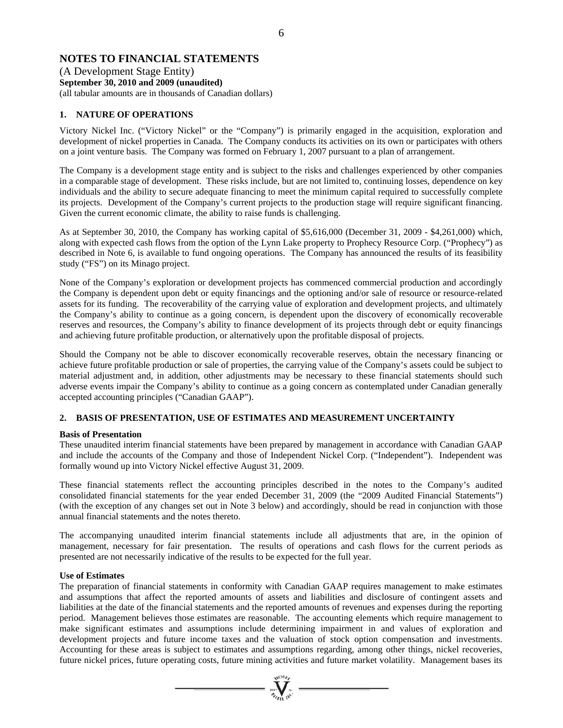# NOTES TO FINANCIAL STATEMENTS

(A Development Stage Entity)
**September 30, 2010 and 2009 (unaudited)**
(all tabular amounts are in thousands of Canadian dollars)

## 1. NATURE OF OPERATIONS

Victory Nickel Inc. ("Victory Nickel" or the "Company") is primarily engaged in the acquisition, exploration and development of nickel properties in Canada. The Company conducts its activities on its own or participates with others on a joint venture basis. The Company was formed on February 1, 2007 pursuant to a plan of arrangement.

The Company is a development stage entity and is subject to the risks and challenges experienced by other companies in a comparable stage of development. These risks include, but are not limited to, continuing losses, dependence on key individuals and the ability to secure adequate financing to meet the minimum capital required to successfully complete its projects. Development of the Company's current projects to the production stage will require significant financing. Given the current economic climate, the ability to raise funds is challenging.

As at September 30, 2010, the Company has working capital of $5,616,000 (December 31, 2009 - $4,261,000) which, along with expected cash flows from the option of the Lynn Lake property to Prophecy Resource Corp. ("Prophecy") as described in Note 6, is available to fund ongoing operations. The Company has announced the results of its feasibility study ("FS") on its Minago project.

None of the Company's exploration or development projects has commenced commercial production and accordingly the Company is dependent upon debt or equity financings and the optioning and/or sale of resource or resource-related assets for its funding. The recoverability of the carrying value of exploration and development projects, and ultimately the Company's ability to continue as a going concern, is dependent upon the discovery of economically recoverable reserves and resources, the Company's ability to finance development of its projects through debt or equity financings and achieving future profitable production, or alternatively upon the profitable disposal of projects.

Should the Company not be able to discover economically recoverable reserves, obtain the necessary financing or achieve future profitable production or sale of properties, the carrying value of the Company's assets could be subject to material adjustment and, in addition, other adjustments may be necessary to these financial statements should such adverse events impair the Company's ability to continue as a going concern as contemplated under Canadian generally accepted accounting principles ("Canadian GAAP").

## 2. BASIS OF PRESENTATION, USE OF ESTIMATES AND MEASUREMENT UNCERTAINTY

**Basis of Presentation**

These unaudited interim financial statements have been prepared by management in accordance with Canadian GAAP and include the accounts of the Company and those of Independent Nickel Corp. ("Independent"). Independent was formally wound up into Victory Nickel effective August 31, 2009.

These financial statements reflect the accounting principles described in the notes to the Company's audited consolidated financial statements for the year ended December 31, 2009 (the "2009 Audited Financial Statements") (with the exception of any changes set out in Note 3 below) and accordingly, should be read in conjunction with those annual financial statements and the notes thereto.

The accompanying unaudited interim financial statements include all adjustments that are, in the opinion of management, necessary for fair presentation. The results of operations and cash flows for the current periods as presented are not necessarily indicative of the results to be expected for the full year.

**Use of Estimates**

The preparation of financial statements in conformity with Canadian GAAP requires management to make estimates and assumptions that affect the reported amounts of assets and liabilities and disclosure of contingent assets and liabilities at the date of the financial statements and the reported amounts of revenues and expenses during the reporting period. Management believes those estimates are reasonable. The accounting elements which require management to make significant estimates and assumptions include determining impairment in and values of exploration and development projects and future income taxes and the valuation of stock option compensation and investments. Accounting for these areas is subject to estimates and assumptions regarding, among other things, nickel recoveries, future nickel prices, future operating costs, future mining activities and future market volatility. Management bases its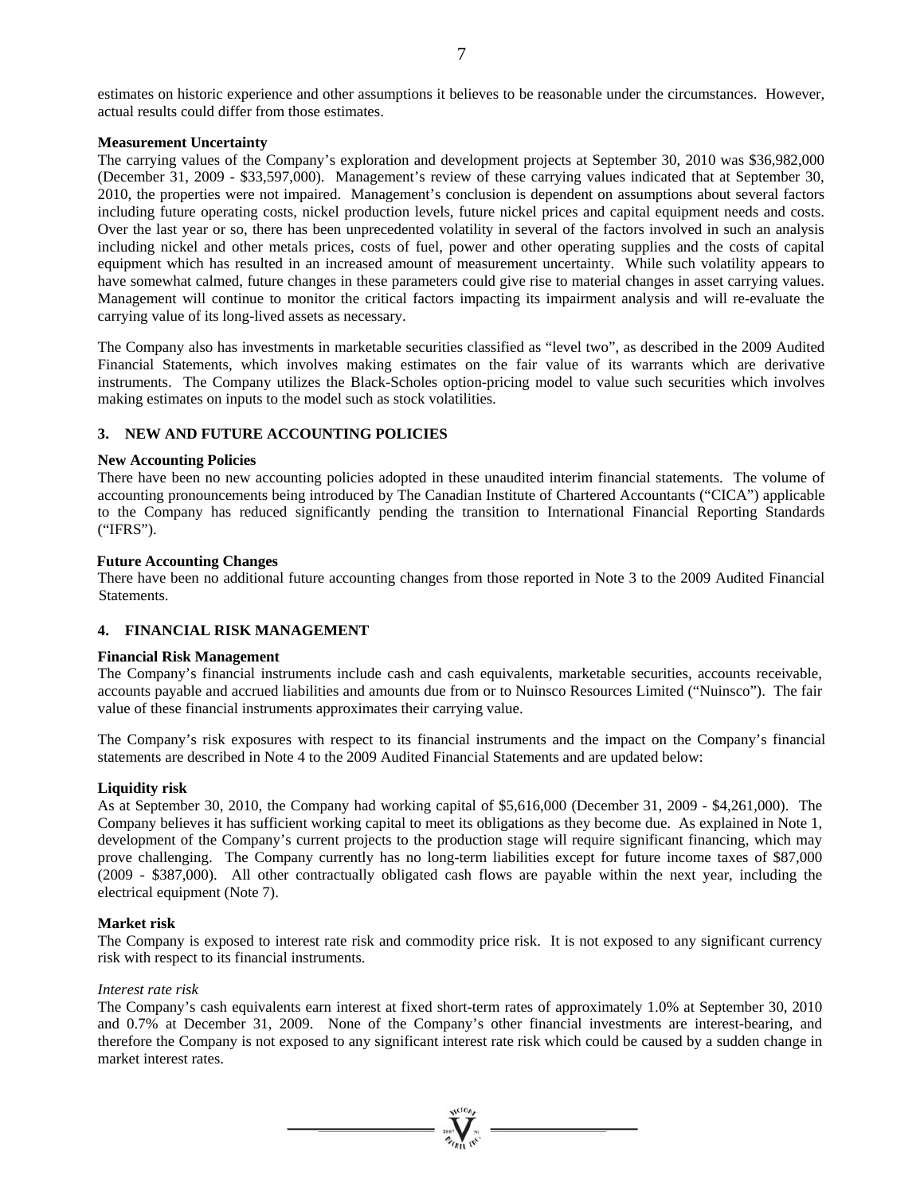estimates on historic experience and other assumptions it believes to be reasonable under the circumstances. However, actual results could differ from those estimates.

**Measurement Uncertainty**

The carrying values of the Company's exploration and development projects at September 30, 2010 was $36,982,000 (December 31, 2009 - $33,597,000). Management's review of these carrying values indicated that at September 30, 2010, the properties were not impaired. Management's conclusion is dependent on assumptions about several factors including future operating costs, nickel production levels, future nickel prices and capital equipment needs and costs. Over the last year or so, there has been unprecedented volatility in several of the factors involved in such an analysis including nickel and other metals prices, costs of fuel, power and other operating supplies and the costs of capital equipment which has resulted in an increased amount of measurement uncertainty. While such volatility appears to have somewhat calmed, future changes in these parameters could give rise to material changes in asset carrying values. Management will continue to monitor the critical factors impacting its impairment analysis and will re-evaluate the carrying value of its long-lived assets as necessary.

The Company also has investments in marketable securities classified as "level two", as described in the 2009 Audited Financial Statements, which involves making estimates on the fair value of its warrants which are derivative instruments. The Company utilizes the Black-Scholes option-pricing model to value such securities which involves making estimates on inputs to the model such as stock volatilities.

## 3. NEW AND FUTURE ACCOUNTING POLICIES

**New Accounting Policies**

There have been no new accounting policies adopted in these unaudited interim financial statements. The volume of accounting pronouncements being introduced by The Canadian Institute of Chartered Accountants ("CICA") applicable to the Company has reduced significantly pending the transition to International Financial Reporting Standards ("IFRS").

**Future Accounting Changes**

There have been no additional future accounting changes from those reported in Note 3 to the 2009 Audited Financial Statements.

## 4. FINANCIAL RISK MANAGEMENT

**Financial Risk Management**

The Company's financial instruments include cash and cash equivalents, marketable securities, accounts receivable, accounts payable and accrued liabilities and amounts due from or to Nuinsco Resources Limited ("Nuinsco"). The fair value of these financial instruments approximates their carrying value.

The Company's risk exposures with respect to its financial instruments and the impact on the Company's financial statements are described in Note 4 to the 2009 Audited Financial Statements and are updated below:

**Liquidity risk**

As at September 30, 2010, the Company had working capital of $5,616,000 (December 31, 2009 - $4,261,000). The Company believes it has sufficient working capital to meet its obligations as they become due. As explained in Note 1, development of the Company's current projects to the production stage will require significant financing, which may prove challenging. The Company currently has no long-term liabilities except for future income taxes of $87,000 (2009 - $387,000). All other contractually obligated cash flows are payable within the next year, including the electrical equipment (Note 7).

**Market risk**

The Company is exposed to interest rate risk and commodity price risk. It is not exposed to any significant currency risk with respect to its financial instruments.

*Interest rate risk*

The Company's cash equivalents earn interest at fixed short-term rates of approximately 1.0% at September 30, 2010 and 0.7% at December 31, 2009. None of the Company's other financial investments are interest-bearing, and therefore the Company is not exposed to any significant interest rate risk which could be caused by a sudden change in market interest rates.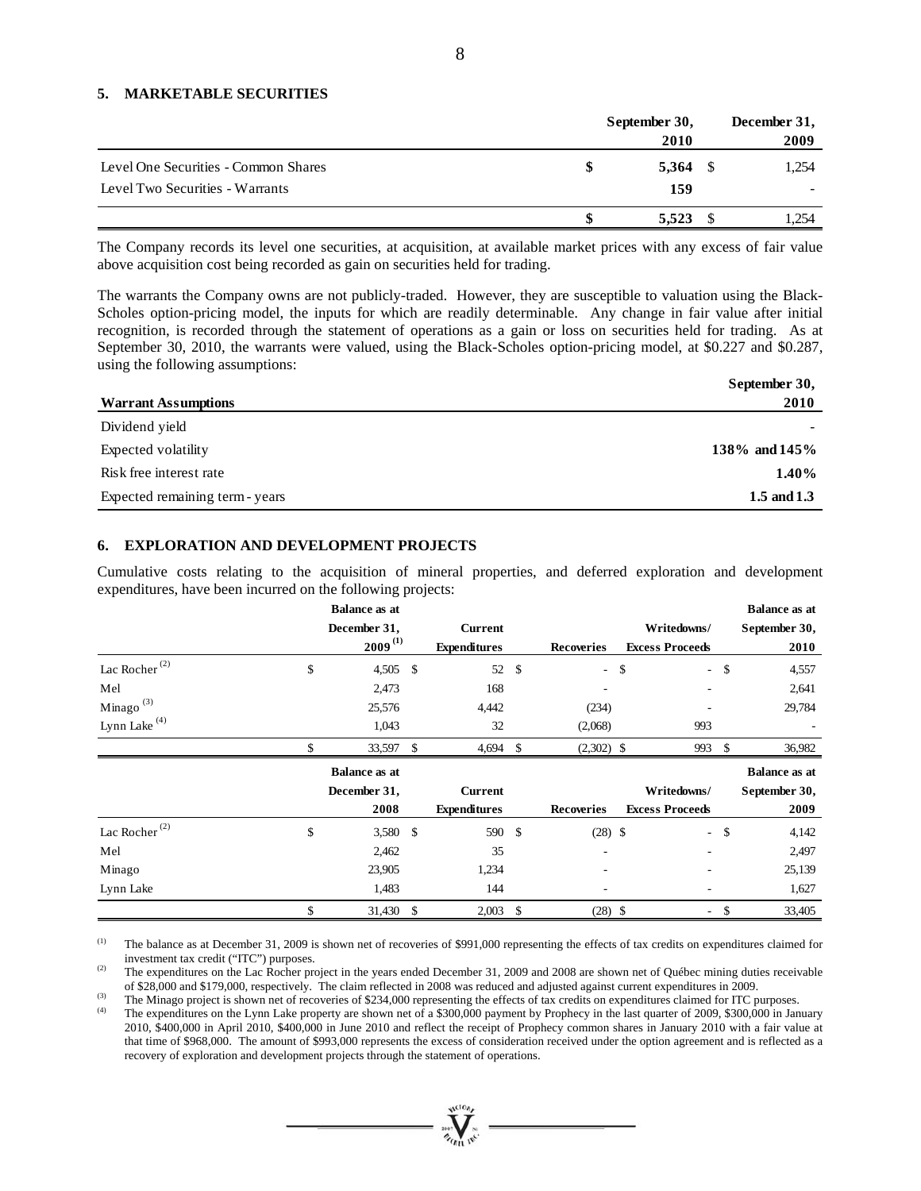## 5. MARKETABLE SECURITIES

| | September 30, 2010 | December 31, 2009 |
|---|---|---|
| Level One Securities - Common Shares | $ **5,364** | $ 1,254 |
| Level Two Securities - Warrants | **159** | - |
| | $ **5,523** | $ 1,254 |

The Company records its level one securities, at acquisition, at available market prices with any excess of fair value above acquisition cost being recorded as gain on securities held for trading.

The warrants the Company owns are not publicly-traded. However, they are susceptible to valuation using the Black-Scholes option-pricing model, the inputs for which are readily determinable. Any change in fair value after initial recognition, is recorded through the statement of operations as a gain or loss on securities held for trading. As at September 30, 2010, the warrants were valued, using the Black-Scholes option-pricing model, at $0.227 and $0.287, using the following assumptions:

| **Warrant Assumptions** | **September 30, 2010** |
|---|---|
| Dividend yield | - |
| Expected volatility | **138% and 145%** |
| Risk free interest rate | **1.40%** |
| Expected remaining term - years | **1.5 and 1.3** |

## 6. EXPLORATION AND DEVELOPMENT PROJECTS

Cumulative costs relating to the acquisition of mineral properties, and deferred exploration and development expenditures, have been incurred on the following projects:

| | Balance as at December 31, 2009 [(1)] | Current Expenditures | Recoveries | Writedowns/ Excess Proceeds | Balance as at September 30, 2010 |
|---|---|---|---|---|---|
| Lac Rocher [(2)] | $ 4,505 | $ 52 | $ - | $ - | $ 4,557 |
| Mel | 2,473 | 168 | - | - | 2,641 |
| Minago [(3)] | 25,576 | 4,442 | (234) | - | 29,784 |
| Lynn Lake [(4)] | 1,043 | 32 | (2,068) | 993 | - |
| | $ 33,597 | $ 4,694 | $ (2,302) | $ 993 | $ 36,982 |

| | Balance as at December 31, 2008 | Current Expenditures | Recoveries | Writedowns/ Excess Proceeds | Balance as at September 30, 2009 |
|---|---|---|---|---|---|
| Lac Rocher [(2)] | $ 3,580 | $ 590 | $ (28) | $ - | $ 4,142 |
| Mel | 2,462 | 35 | - | - | 2,497 |
| Minago | 23,905 | 1,234 | - | - | 25,139 |
| Lynn Lake | 1,483 | 144 | - | - | 1,627 |
| | $ 31,430 | $ 2,003 | $ (28) | $ - | $ 33,405 |

(1) The balance as at December 31, 2009 is shown net of recoveries of $991,000 representing the effects of tax credits on expenditures claimed for investment tax credit ("ITC") purposes.

(2) The expenditures on the Lac Rocher project in the years ended December 31, 2009 and 2008 are shown net of Québec mining duties receivable of $28,000 and $179,000, respectively. The claim reflected in 2008 was reduced and adjusted against current expenditures in 2009.

(3) The Minago project is shown net of recoveries of $234,000 representing the effects of tax credits on expenditures claimed for ITC purposes.

(4) The expenditures on the Lynn Lake property are shown net of a $300,000 payment by Prophecy in the last quarter of 2009, $300,000 in January 2010, $400,000 in April 2010, $400,000 in June 2010 and reflect the receipt of Prophecy common shares in January 2010 with a fair value at that time of $968,000. The amount of $993,000 represents the excess of consideration received under the option agreement and is reflected as a recovery of exploration and development projects through the statement of operations.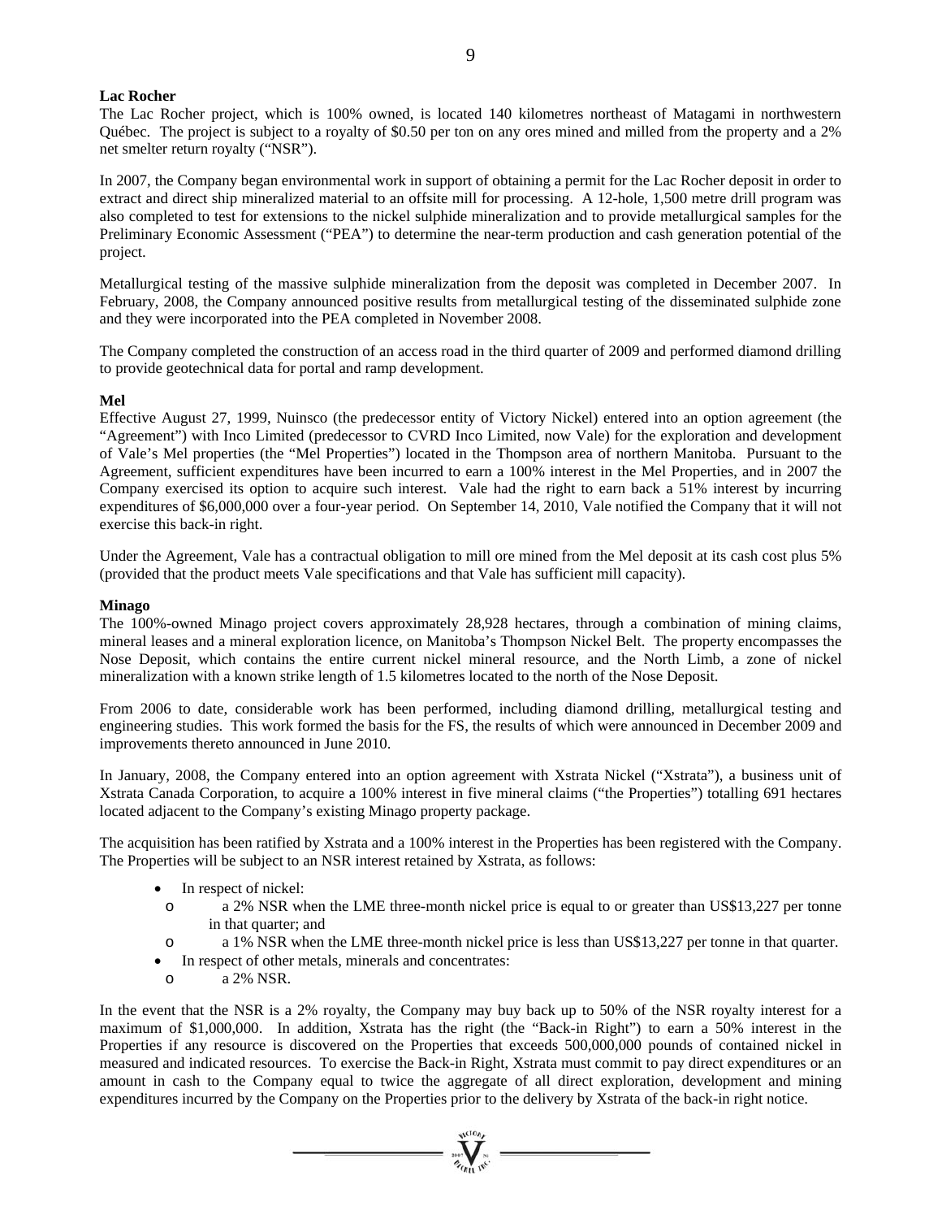**Lac Rocher**

The Lac Rocher project, which is 100% owned, is located 140 kilometres northeast of Matagami in northwestern Québec. The project is subject to a royalty of $0.50 per ton on any ores mined and milled from the property and a 2% net smelter return royalty ("NSR").

In 2007, the Company began environmental work in support of obtaining a permit for the Lac Rocher deposit in order to extract and direct ship mineralized material to an offsite mill for processing. A 12-hole, 1,500 metre drill program was also completed to test for extensions to the nickel sulphide mineralization and to provide metallurgical samples for the Preliminary Economic Assessment ("PEA") to determine the near-term production and cash generation potential of the project.

Metallurgical testing of the massive sulphide mineralization from the deposit was completed in December 2007. In February, 2008, the Company announced positive results from metallurgical testing of the disseminated sulphide zone and they were incorporated into the PEA completed in November 2008.

The Company completed the construction of an access road in the third quarter of 2009 and performed diamond drilling to provide geotechnical data for portal and ramp development.

**Mel**

Effective August 27, 1999, Nuinsco (the predecessor entity of Victory Nickel) entered into an option agreement (the "Agreement") with Inco Limited (predecessor to CVRD Inco Limited, now Vale) for the exploration and development of Vale's Mel properties (the "Mel Properties") located in the Thompson area of northern Manitoba. Pursuant to the Agreement, sufficient expenditures have been incurred to earn a 100% interest in the Mel Properties, and in 2007 the Company exercised its option to acquire such interest. Vale had the right to earn back a 51% interest by incurring expenditures of $6,000,000 over a four-year period. On September 14, 2010, Vale notified the Company that it will not exercise this back-in right.

Under the Agreement, Vale has a contractual obligation to mill ore mined from the Mel deposit at its cash cost plus 5% (provided that the product meets Vale specifications and that Vale has sufficient mill capacity).

**Minago**

The 100%-owned Minago project covers approximately 28,928 hectares, through a combination of mining claims, mineral leases and a mineral exploration licence, on Manitoba's Thompson Nickel Belt. The property encompasses the Nose Deposit, which contains the entire current nickel mineral resource, and the North Limb, a zone of nickel mineralization with a known strike length of 1.5 kilometres located to the north of the Nose Deposit.

From 2006 to date, considerable work has been performed, including diamond drilling, metallurgical testing and engineering studies. This work formed the basis for the FS, the results of which were announced in December 2009 and improvements thereto announced in June 2010.

In January, 2008, the Company entered into an option agreement with Xstrata Nickel ("Xstrata"), a business unit of Xstrata Canada Corporation, to acquire a 100% interest in five mineral claims ("the Properties") totalling 691 hectares located adjacent to the Company's existing Minago property package.

The acquisition has been ratified by Xstrata and a 100% interest in the Properties has been registered with the Company. The Properties will be subject to an NSR interest retained by Xstrata, as follows:

- In respect of nickel:
  - a 2% NSR when the LME three-month nickel price is equal to or greater than US$13,227 per tonne in that quarter; and
  - a 1% NSR when the LME three-month nickel price is less than US$13,227 per tonne in that quarter.
- In respect of other metals, minerals and concentrates:
  - a 2% NSR.

In the event that the NSR is a 2% royalty, the Company may buy back up to 50% of the NSR royalty interest for a maximum of $1,000,000. In addition, Xstrata has the right (the "Back-in Right") to earn a 50% interest in the Properties if any resource is discovered on the Properties that exceeds 500,000,000 pounds of contained nickel in measured and indicated resources. To exercise the Back-in Right, Xstrata must commit to pay direct expenditures or an amount in cash to the Company equal to twice the aggregate of all direct exploration, development and mining expenditures incurred by the Company on the Properties prior to the delivery by Xstrata of the back-in right notice.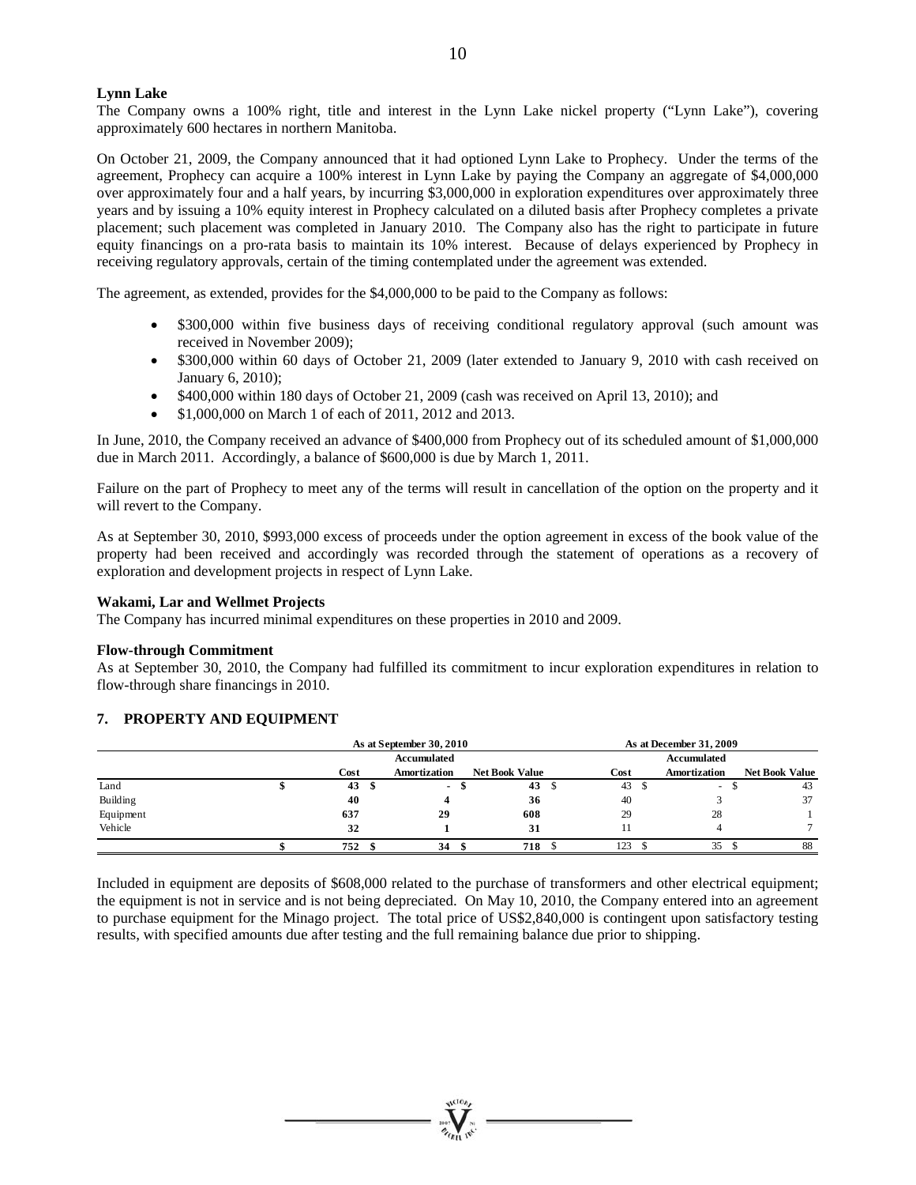**Lynn Lake**

The Company owns a 100% right, title and interest in the Lynn Lake nickel property ("Lynn Lake"), covering approximately 600 hectares in northern Manitoba.

On October 21, 2009, the Company announced that it had optioned Lynn Lake to Prophecy. Under the terms of the agreement, Prophecy can acquire a 100% interest in Lynn Lake by paying the Company an aggregate of $4,000,000 over approximately four and a half years, by incurring $3,000,000 in exploration expenditures over approximately three years and by issuing a 10% equity interest in Prophecy calculated on a diluted basis after Prophecy completes a private placement; such placement was completed in January 2010. The Company also has the right to participate in future equity financings on a pro-rata basis to maintain its 10% interest. Because of delays experienced by Prophecy in receiving regulatory approvals, certain of the timing contemplated under the agreement was extended.

The agreement, as extended, provides for the $4,000,000 to be paid to the Company as follows:

- $300,000 within five business days of receiving conditional regulatory approval (such amount was received in November 2009);
- $300,000 within 60 days of October 21, 2009 (later extended to January 9, 2010 with cash received on January 6, 2010);
- $400,000 within 180 days of October 21, 2009 (cash was received on April 13, 2010); and
- $1,000,000 on March 1 of each of 2011, 2012 and 2013.

In June, 2010, the Company received an advance of $400,000 from Prophecy out of its scheduled amount of $1,000,000 due in March 2011. Accordingly, a balance of $600,000 is due by March 1, 2011.

Failure on the part of Prophecy to meet any of the terms will result in cancellation of the option on the property and it will revert to the Company.

As at September 30, 2010, $993,000 excess of proceeds under the option agreement in excess of the book value of the property had been received and accordingly was recorded through the statement of operations as a recovery of exploration and development projects in respect of Lynn Lake.

**Wakami, Lar and Wellmet Projects**

The Company has incurred minimal expenditures on these properties in 2010 and 2009.

**Flow-through Commitment**

As at September 30, 2010, the Company had fulfilled its commitment to incur exploration expenditures in relation to flow-through share financings in 2010.

## 7. PROPERTY AND EQUIPMENT

| | As at September 30, 2010 | | | As at December 31, 2009 | | |
|---|---|---|---|---|---|---|
| | Cost | Accumulated Amortization | Net Book Value | Cost | Accumulated Amortization | Net Book Value |
| Land | $ 43 | $ - | $ 43 | $ 43 | $ - | $ 43 |
| Building | 40 | 4 | 36 | 40 | 3 | 37 |
| Equipment | 637 | 29 | 608 | 29 | 28 | 1 |
| Vehicle | 32 | 1 | 31 | 11 | 4 | 7 |
| | $ 752 | $ 34 | $ 718 | $ 123 | $ 35 | $ 88 |

Included in equipment are deposits of $608,000 related to the purchase of transformers and other electrical equipment; the equipment is not in service and is not being depreciated. On May 10, 2010, the Company entered into an agreement to purchase equipment for the Minago project. The total price of US$2,840,000 is contingent upon satisfactory testing results, with specified amounts due after testing and the full remaining balance due prior to shipping.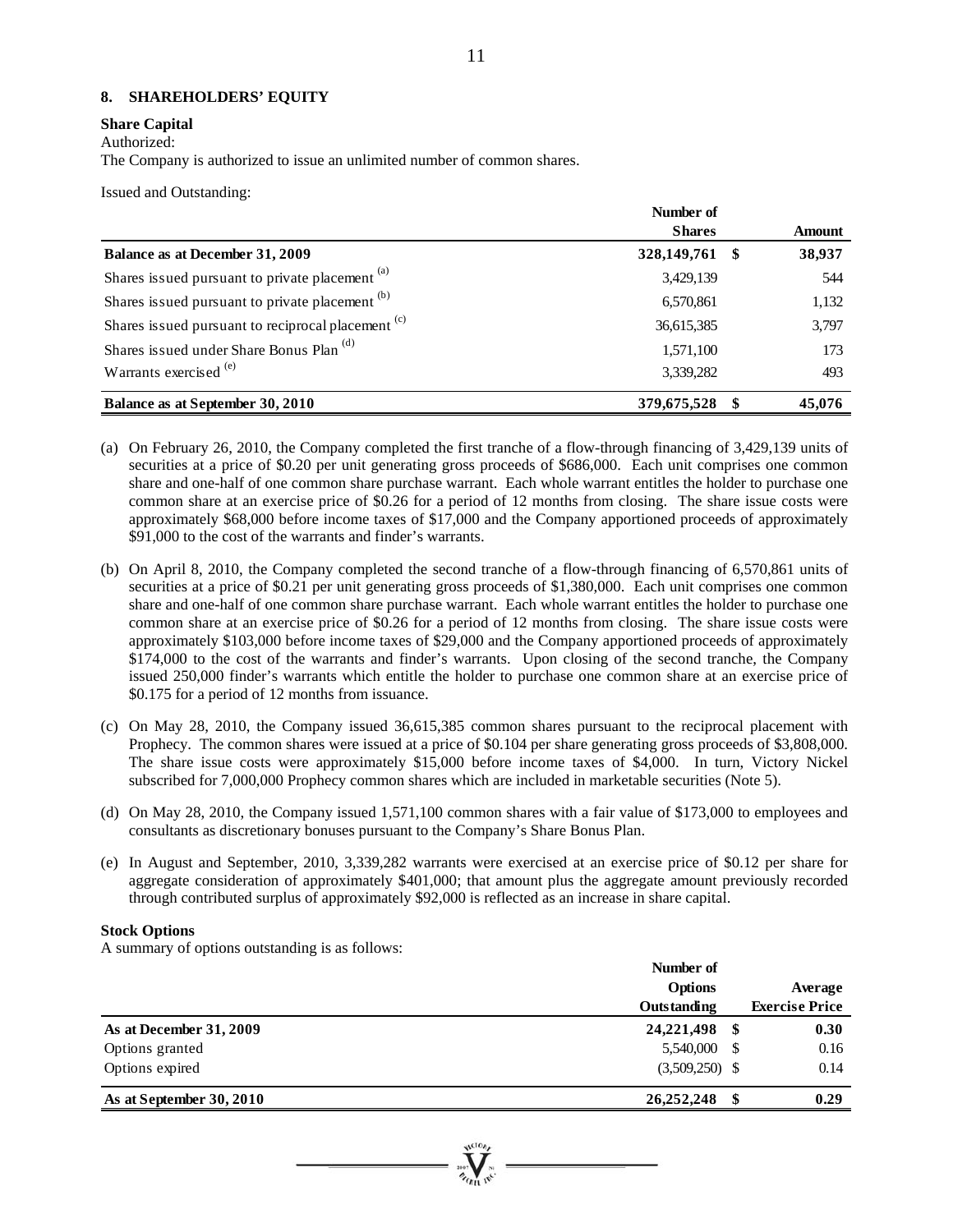## 8. SHAREHOLDERS' EQUITY

**Share Capital**

Authorized:

The Company is authorized to issue an unlimited number of common shares.

Issued and Outstanding:

| | Number of Shares | | Amount |
|---|---|---|---|
| **Balance as at December 31, 2009** | **328,149,761** | **$** | **38,937** |
| Shares issued pursuant to private placement [(a)] | 3,429,139 | | 544 |
| Shares issued pursuant to private placement [(b)] | 6,570,861 | | 1,132 |
| Shares issued pursuant to reciprocal placement [(c)] | 36,615,385 | | 3,797 |
| Shares issued under Share Bonus Plan [(d)] | 1,571,100 | | 173 |
| Warrants exercised [(e)] | 3,339,282 | | 493 |
| **Balance as at September 30, 2010** | **379,675,528** | **$** | **45,076** |

(a) On February 26, 2010, the Company completed the first tranche of a flow-through financing of 3,429,139 units of securities at a price of $0.20 per unit generating gross proceeds of $686,000. Each unit comprises one common share and one-half of one common share purchase warrant. Each whole warrant entitles the holder to purchase one common share at an exercise price of $0.26 for a period of 12 months from closing. The share issue costs were approximately $68,000 before income taxes of $17,000 and the Company apportioned proceeds of approximately $91,000 to the cost of the warrants and finder's warrants.

(b) On April 8, 2010, the Company completed the second tranche of a flow-through financing of 6,570,861 units of securities at a price of $0.21 per unit generating gross proceeds of $1,380,000. Each unit comprises one common share and one-half of one common share purchase warrant. Each whole warrant entitles the holder to purchase one common share at an exercise price of $0.26 for a period of 12 months from closing. The share issue costs were approximately $103,000 before income taxes of $29,000 and the Company apportioned proceeds of approximately $174,000 to the cost of the warrants and finder's warrants. Upon closing of the second tranche, the Company issued 250,000 finder's warrants which entitle the holder to purchase one common share at an exercise price of $0.175 for a period of 12 months from issuance.

(c) On May 28, 2010, the Company issued 36,615,385 common shares pursuant to the reciprocal placement with Prophecy. The common shares were issued at a price of $0.104 per share generating gross proceeds of $3,808,000. The share issue costs were approximately $15,000 before income taxes of $4,000. In turn, Victory Nickel subscribed for 7,000,000 Prophecy common shares which are included in marketable securities (Note 5).

(d) On May 28, 2010, the Company issued 1,571,100 common shares with a fair value of $173,000 to employees and consultants as discretionary bonuses pursuant to the Company's Share Bonus Plan.

(e) In August and September, 2010, 3,339,282 warrants were exercised at an exercise price of $0.12 per share for aggregate consideration of approximately $401,000; that amount plus the aggregate amount previously recorded through contributed surplus of approximately $92,000 is reflected as an increase in share capital.

**Stock Options**

A summary of options outstanding is as follows:

| | Number of Options Outstanding | | Average Exercise Price |
|---|---|---|---|
| **As at December 31, 2009** | **24,221,498** | **$** | **0.30** |
| Options granted | 5,540,000 | $ | 0.16 |
| Options expired | (3,509,250) | $ | 0.14 |
| **As at September 30, 2010** | **26,252,248** | **$** | **0.29** |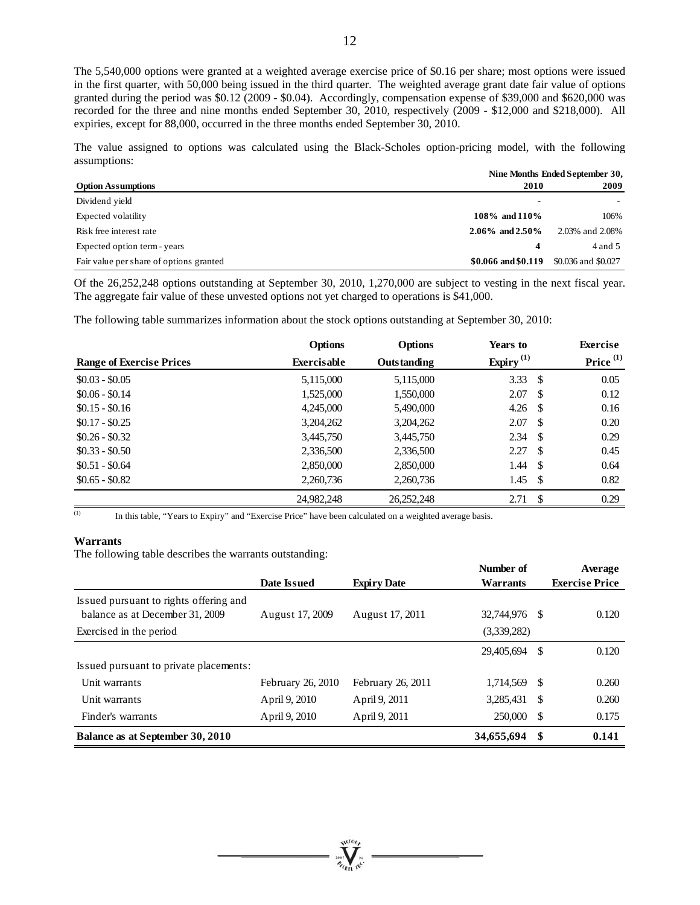The 5,540,000 options were granted at a weighted average exercise price of $0.16 per share; most options were issued in the first quarter, with 50,000 being issued in the third quarter. The weighted average grant date fair value of options granted during the period was $0.12 (2009 - $0.04). Accordingly, compensation expense of $39,000 and $620,000 was recorded for the three and nine months ended September 30, 2010, respectively (2009 - $12,000 and $218,000). All expiries, except for 88,000, occurred in the three months ended September 30, 2010.

The value assigned to options was calculated using the Black-Scholes option-pricing model, with the following assumptions:

| Option Assumptions | Nine Months Ended September 30, 2010 | 2009 |
|---|---|---|
| Dividend yield | - | - |
| Expected volatility | **108% and 110%** | 106% |
| Risk free interest rate | **2.06% and 2.50%** | 2.03% and 2.08% |
| Expected option term - years | **4** | 4 and 5 |
| Fair value per share of options granted | **$0.066 and $0.119** | $0.036 and $0.027 |

Of the 26,252,248 options outstanding at September 30, 2010, 1,270,000 are subject to vesting in the next fiscal year. The aggregate fair value of these unvested options not yet charged to operations is $41,000.

The following table summarizes information about the stock options outstanding at September 30, 2010:

| Range of Exercise Prices | Options Exercisable | Options Outstanding | Years to Expiry [(1)] | Exercise Price [(1)] |
|---|---|---|---|---|
| $0.03 - $0.05 | 5,115,000 | 5,115,000 | 3.33 | $ 0.05 |
| $0.06 - $0.14 | 1,525,000 | 1,550,000 | 2.07 | $ 0.12 |
| $0.15 - $0.16 | 4,245,000 | 5,490,000 | 4.26 | $ 0.16 |
| $0.17 - $0.25 | 3,204,262 | 3,204,262 | 2.07 | $ 0.20 |
| $0.26 - $0.32 | 3,445,750 | 3,445,750 | 2.34 | $ 0.29 |
| $0.33 - $0.50 | 2,336,500 | 2,336,500 | 2.27 | $ 0.45 |
| $0.51 - $0.64 | 2,850,000 | 2,850,000 | 1.44 | $ 0.64 |
| $0.65 - $0.82 | 2,260,736 | 2,260,736 | 1.45 | $ 0.82 |
| | 24,982,248 | 26,252,248 | 2.71 | $ 0.29 |

(1) In this table, "Years to Expiry" and "Exercise Price" have been calculated on a weighted average basis.

**Warrants**

The following table describes the warrants outstanding:

| | Date Issued | Expiry Date | Number of Warrants | Average Exercise Price |
|---|---|---|---|---|
| Issued pursuant to rights offering and balance as at December 31, 2009 | August 17, 2009 | August 17, 2011 | 32,744,976 | $ 0.120 |
| Exercised in the period | | | (3,339,282) | |
| | | | 29,405,694 | $ 0.120 |
| Issued pursuant to private placements: | | | | |
| Unit warrants | February 26, 2010 | February 26, 2011 | 1,714,569 | $ 0.260 |
| Unit warrants | April 9, 2010 | April 9, 2011 | 3,285,431 | $ 0.260 |
| Finder's warrants | April 9, 2010 | April 9, 2011 | 250,000 | $ 0.175 |
| **Balance as at September 30, 2010** | | | **34,655,694** | **$ 0.141** |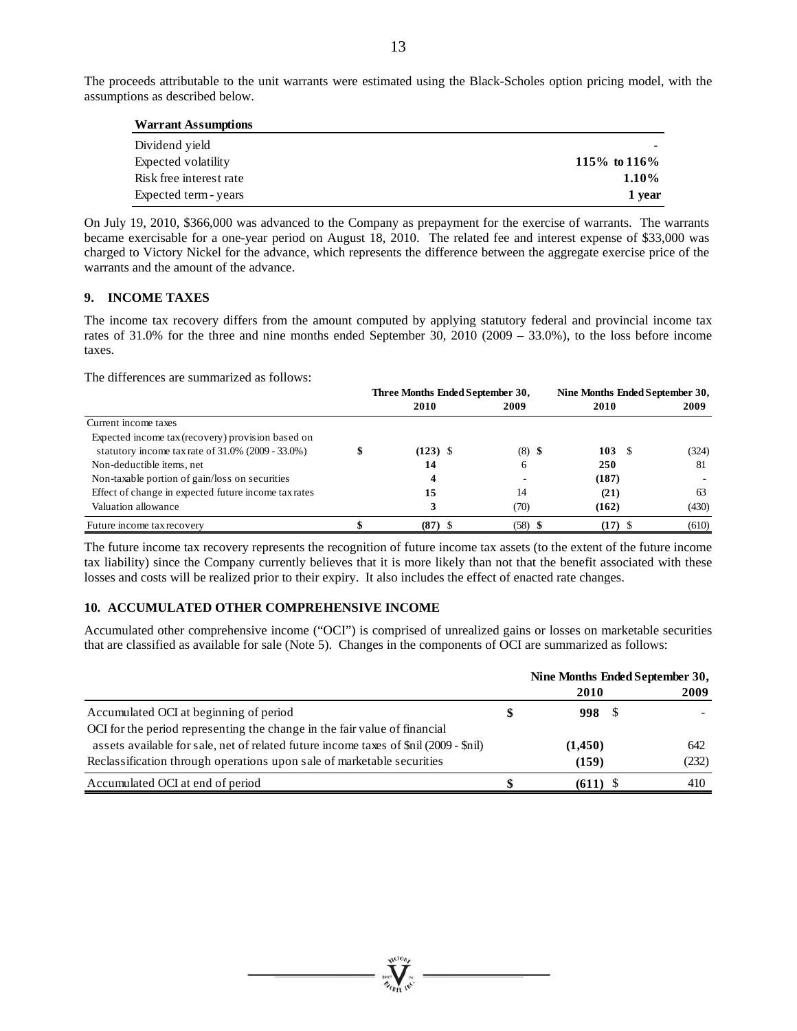The proceeds attributable to the unit warrants were estimated using the Black-Scholes option pricing model, with the assumptions as described below.

| **Warrant Assumptions** | |
|---|---|
| Dividend yield | - |
| Expected volatility | **115% to 116%** |
| Risk free interest rate | **1.10%** |
| Expected term - years | **1 year** |

On July 19, 2010, $366,000 was advanced to the Company as prepayment for the exercise of warrants. The warrants became exercisable for a one-year period on August 18, 2010. The related fee and interest expense of $33,000 was charged to Victory Nickel for the advance, which represents the difference between the aggregate exercise price of the warrants and the amount of the advance.

## 9. INCOME TAXES

The income tax recovery differs from the amount computed by applying statutory federal and provincial income tax rates of 31.0% for the three and nine months ended September 30, 2010 (2009 – 33.0%), to the loss before income taxes.

The differences are summarized as follows:

| | Three Months Ended September 30, | | Nine Months Ended September 30, | |
|---|---|---|---|---|
| | **2010** | **2009** | **2010** | **2009** |
| Current income taxes | | | | |
| Expected income tax (recovery) provision based on statutory income tax rate of 31.0% (2009 - 33.0%) | $ **(123)** | $ (8) | $ **103** | $ (324) |
| Non-deductible items, net | **14** | 6 | **250** | 81 |
| Non-taxable portion of gain/loss on securities | **4** | - | **(187)** | - |
| Effect of change in expected future income tax rates | **15** | 14 | **(21)** | 63 |
| Valuation allowance | **3** | (70) | **(162)** | (430) |
| Future income tax recovery | $ **(87)** | $ (58) | $ **(17)** | $ (610) |

The future income tax recovery represents the recognition of future income tax assets (to the extent of the future income tax liability) since the Company currently believes that it is more likely than not that the benefit associated with these losses and costs will be realized prior to their expiry. It also includes the effect of enacted rate changes.

## 10. ACCUMULATED OTHER COMPREHENSIVE INCOME

Accumulated other comprehensive income ("OCI") is comprised of unrealized gains or losses on marketable securities that are classified as available for sale (Note 5). Changes in the components of OCI are summarized as follows:

| | Nine Months Ended September 30, | |
|---|---|---|
| | **2010** | **2009** |
| Accumulated OCI at beginning of period | $ **998** | $ - |
| OCI for the period representing the change in the fair value of financial assets available for sale, net of related future income taxes of $nil (2009 - $nil) | **(1,450)** | 642 |
| Reclassification through operations upon sale of marketable securities | **(159)** | (232) |
| Accumulated OCI at end of period | $ **(611)** | $ 410 |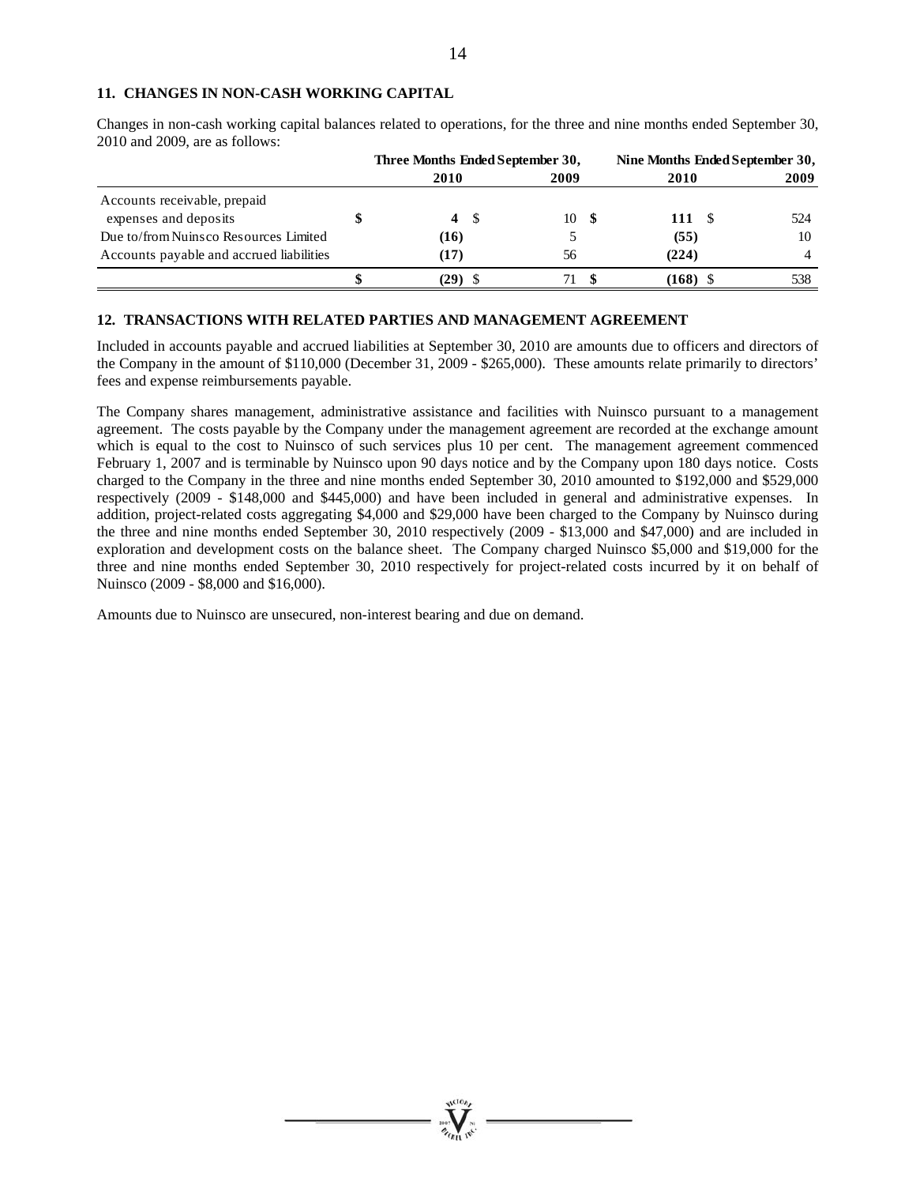### 11. CHANGES IN NON-CASH WORKING CAPITAL

Changes in non-cash working capital balances related to operations, for the three and nine months ended September 30, 2010 and 2009, are as follows:

| | Three Months Ended September 30, | | Nine Months Ended September 30, | |
|---|---|---|---|---|
| | **2010** | **2009** | **2010** | **2009** |
| Accounts receivable, prepaid expenses and deposits | **$ 4** | $ 10 | **$ 111** | $ 524 |
| Due to/from Nuinsco Resources Limited | **(16)** | 5 | **(55)** | 10 |
| Accounts payable and accrued liabilities | **(17)** | 56 | **(224)** | 4 |
| | **$ (29)** | $ 71 | **$ (168)** | $ 538 |

### 12. TRANSACTIONS WITH RELATED PARTIES AND MANAGEMENT AGREEMENT

Included in accounts payable and accrued liabilities at September 30, 2010 are amounts due to officers and directors of the Company in the amount of $110,000 (December 31, 2009 - $265,000). These amounts relate primarily to directors' fees and expense reimbursements payable.

The Company shares management, administrative assistance and facilities with Nuinsco pursuant to a management agreement. The costs payable by the Company under the management agreement are recorded at the exchange amount which is equal to the cost to Nuinsco of such services plus 10 per cent. The management agreement commenced February 1, 2007 and is terminable by Nuinsco upon 90 days notice and by the Company upon 180 days notice. Costs charged to the Company in the three and nine months ended September 30, 2010 amounted to $192,000 and $529,000 respectively (2009 - $148,000 and $445,000) and have been included in general and administrative expenses. In addition, project-related costs aggregating $4,000 and $29,000 have been charged to the Company by Nuinsco during the three and nine months ended September 30, 2010 respectively (2009 - $13,000 and $47,000) and are included in exploration and development costs on the balance sheet. The Company charged Nuinsco $5,000 and $19,000 for the three and nine months ended September 30, 2010 respectively for project-related costs incurred by it on behalf of Nuinsco (2009 - $8,000 and $16,000).

Amounts due to Nuinsco are unsecured, non-interest bearing and due on demand.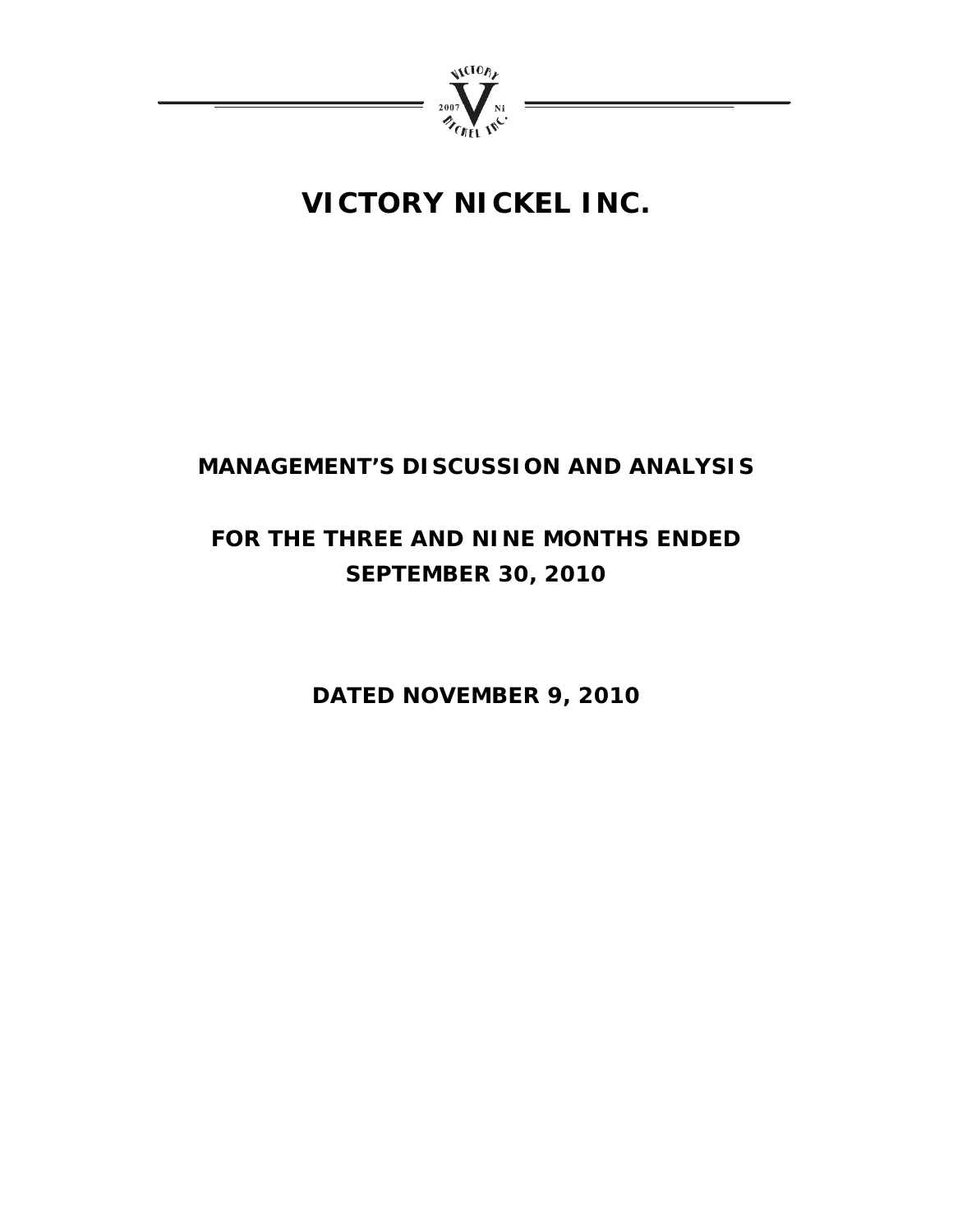# VICTORY NICKEL INC.

## MANAGEMENT'S DISCUSSION AND ANALYSIS

## FOR THE THREE AND NINE MONTHS ENDED SEPTEMBER 30, 2010

## DATED NOVEMBER 9, 2010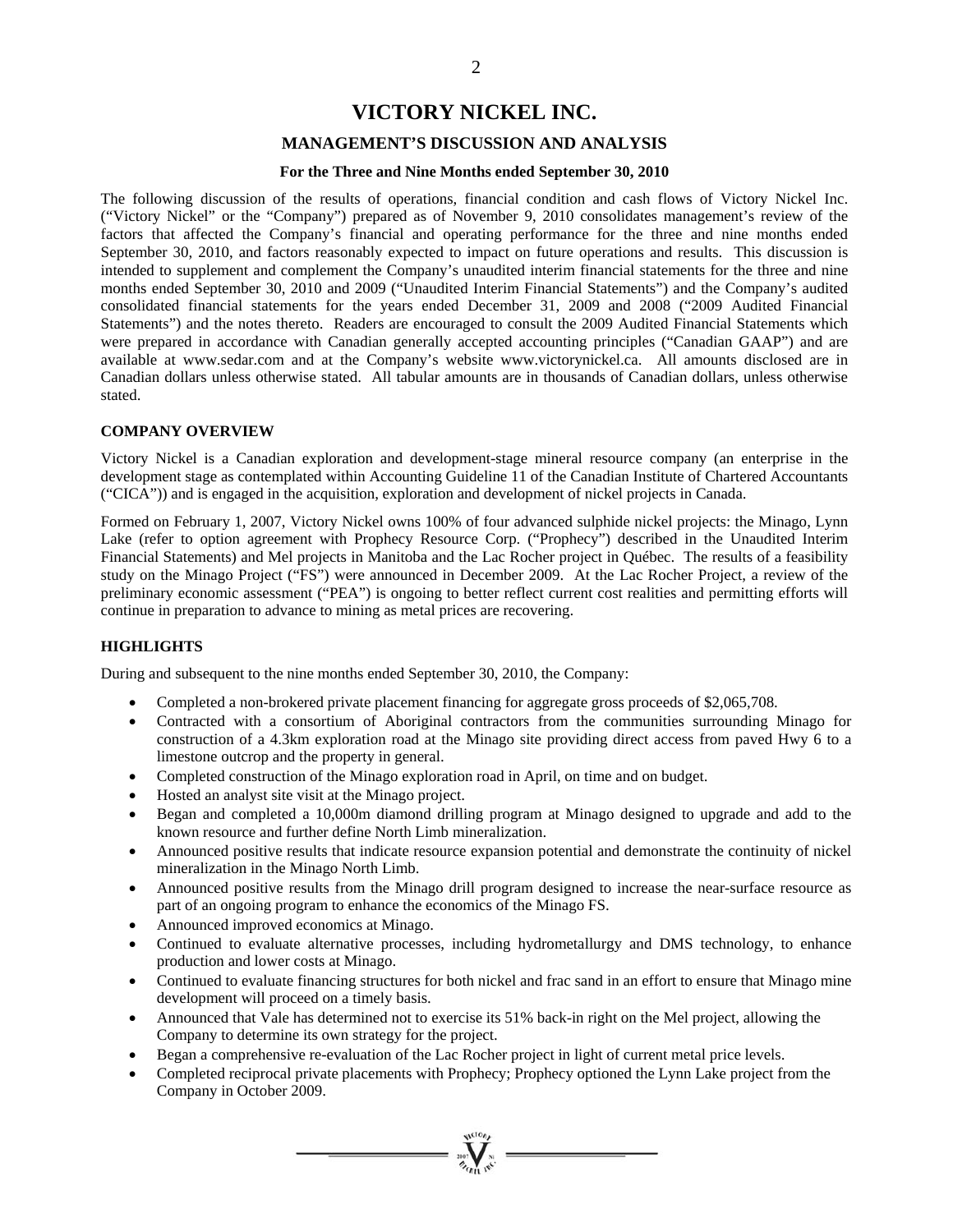# VICTORY NICKEL INC.

## MANAGEMENT'S DISCUSSION AND ANALYSIS

### For the Three and Nine Months ended September 30, 2010

The following discussion of the results of operations, financial condition and cash flows of Victory Nickel Inc. ("Victory Nickel" or the "Company") prepared as of November 9, 2010 consolidates management's review of the factors that affected the Company's financial and operating performance for the three and nine months ended September 30, 2010, and factors reasonably expected to impact on future operations and results. This discussion is intended to supplement and complement the Company's unaudited interim financial statements for the three and nine months ended September 30, 2010 and 2009 ("Unaudited Interim Financial Statements") and the Company's audited consolidated financial statements for the years ended December 31, 2009 and 2008 ("2009 Audited Financial Statements") and the notes thereto. Readers are encouraged to consult the 2009 Audited Financial Statements which were prepared in accordance with Canadian generally accepted accounting principles ("Canadian GAAP") and are available at www.sedar.com and at the Company's website www.victorynickel.ca. All amounts disclosed are in Canadian dollars unless otherwise stated. All tabular amounts are in thousands of Canadian dollars, unless otherwise stated.

**COMPANY OVERVIEW**

Victory Nickel is a Canadian exploration and development-stage mineral resource company (an enterprise in the development stage as contemplated within Accounting Guideline 11 of the Canadian Institute of Chartered Accountants ("CICA")) and is engaged in the acquisition, exploration and development of nickel projects in Canada.

Formed on February 1, 2007, Victory Nickel owns 100% of four advanced sulphide nickel projects: the Minago, Lynn Lake (refer to option agreement with Prophecy Resource Corp. ("Prophecy") described in the Unaudited Interim Financial Statements) and Mel projects in Manitoba and the Lac Rocher project in Québec. The results of a feasibility study on the Minago Project ("FS") were announced in December 2009. At the Lac Rocher Project, a review of the preliminary economic assessment ("PEA") is ongoing to better reflect current cost realities and permitting efforts will continue in preparation to advance to mining as metal prices are recovering.

**HIGHLIGHTS**

During and subsequent to the nine months ended September 30, 2010, the Company:

- Completed a non-brokered private placement financing for aggregate gross proceeds of $2,065,708.
- Contracted with a consortium of Aboriginal contractors from the communities surrounding Minago for construction of a 4.3km exploration road at the Minago site providing direct access from paved Hwy 6 to a limestone outcrop and the property in general.
- Completed construction of the Minago exploration road in April, on time and on budget.
- Hosted an analyst site visit at the Minago project.
- Began and completed a 10,000m diamond drilling program at Minago designed to upgrade and add to the known resource and further define North Limb mineralization.
- Announced positive results that indicate resource expansion potential and demonstrate the continuity of nickel mineralization in the Minago North Limb.
- Announced positive results from the Minago drill program designed to increase the near-surface resource as part of an ongoing program to enhance the economics of the Minago FS.
- Announced improved economics at Minago.
- Continued to evaluate alternative processes, including hydrometallurgy and DMS technology, to enhance production and lower costs at Minago.
- Continued to evaluate financing structures for both nickel and frac sand in an effort to ensure that Minago mine development will proceed on a timely basis.
- Announced that Vale has determined not to exercise its 51% back-in right on the Mel project, allowing the Company to determine its own strategy for the project.
- Began a comprehensive re-evaluation of the Lac Rocher project in light of current metal price levels.
- Completed reciprocal private placements with Prophecy; Prophecy optioned the Lynn Lake project from the Company in October 2009.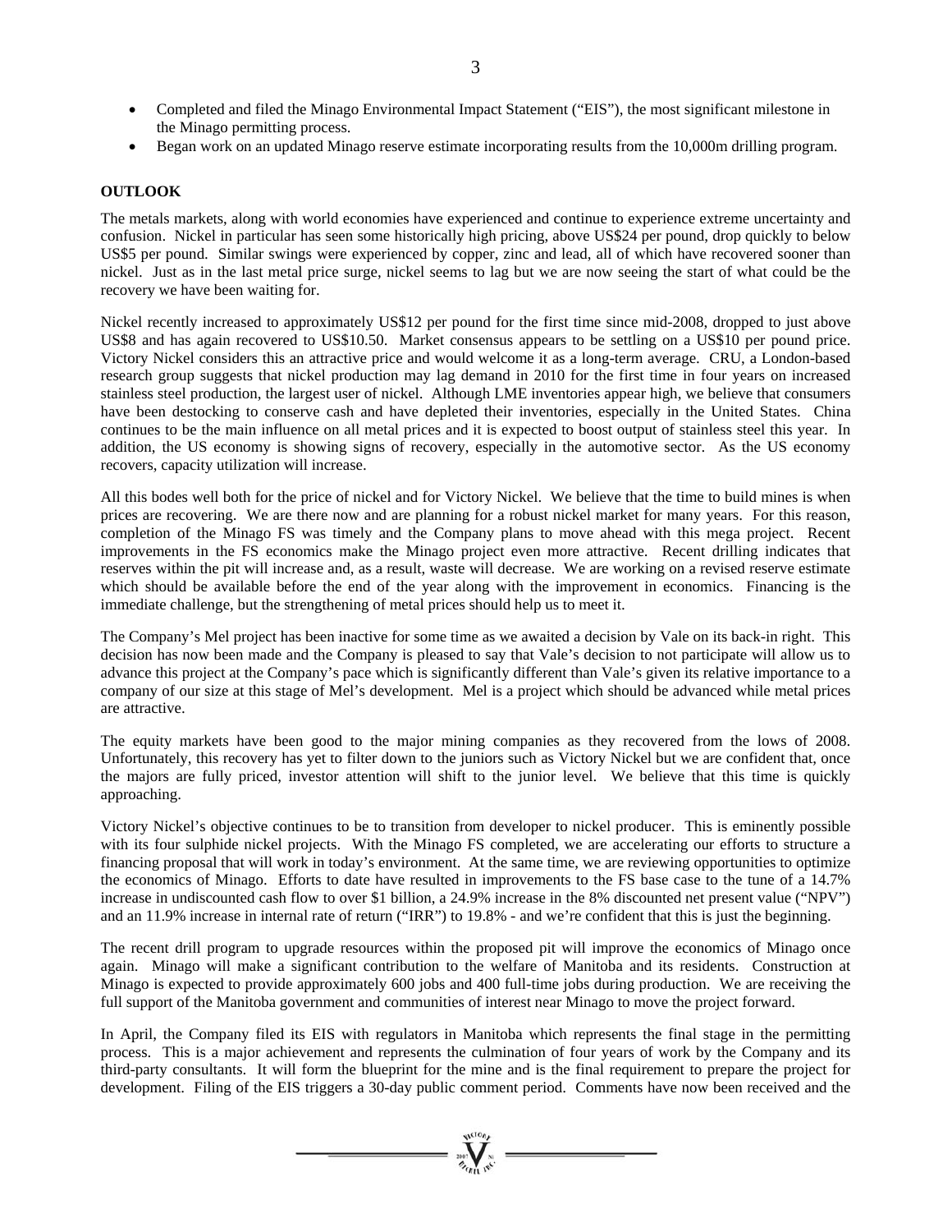- Completed and filed the Minago Environmental Impact Statement ("EIS"), the most significant milestone in the Minago permitting process.
- Began work on an updated Minago reserve estimate incorporating results from the 10,000m drilling program.

## OUTLOOK

The metals markets, along with world economies have experienced and continue to experience extreme uncertainty and confusion. Nickel in particular has seen some historically high pricing, above US$24 per pound, drop quickly to below US$5 per pound. Similar swings were experienced by copper, zinc and lead, all of which have recovered sooner than nickel. Just as in the last metal price surge, nickel seems to lag but we are now seeing the start of what could be the recovery we have been waiting for.

Nickel recently increased to approximately US$12 per pound for the first time since mid-2008, dropped to just above US$8 and has again recovered to US$10.50. Market consensus appears to be settling on a US$10 per pound price. Victory Nickel considers this an attractive price and would welcome it as a long-term average. CRU, a London-based research group suggests that nickel production may lag demand in 2010 for the first time in four years on increased stainless steel production, the largest user of nickel. Although LME inventories appear high, we believe that consumers have been destocking to conserve cash and have depleted their inventories, especially in the United States. China continues to be the main influence on all metal prices and it is expected to boost output of stainless steel this year. In addition, the US economy is showing signs of recovery, especially in the automotive sector. As the US economy recovers, capacity utilization will increase.

All this bodes well both for the price of nickel and for Victory Nickel. We believe that the time to build mines is when prices are recovering. We are there now and are planning for a robust nickel market for many years. For this reason, completion of the Minago FS was timely and the Company plans to move ahead with this mega project. Recent improvements in the FS economics make the Minago project even more attractive. Recent drilling indicates that reserves within the pit will increase and, as a result, waste will decrease. We are working on a revised reserve estimate which should be available before the end of the year along with the improvement in economics. Financing is the immediate challenge, but the strengthening of metal prices should help us to meet it.

The Company's Mel project has been inactive for some time as we awaited a decision by Vale on its back-in right. This decision has now been made and the Company is pleased to say that Vale's decision to not participate will allow us to advance this project at the Company's pace which is significantly different than Vale's given its relative importance to a company of our size at this stage of Mel's development. Mel is a project which should be advanced while metal prices are attractive.

The equity markets have been good to the major mining companies as they recovered from the lows of 2008. Unfortunately, this recovery has yet to filter down to the juniors such as Victory Nickel but we are confident that, once the majors are fully priced, investor attention will shift to the junior level. We believe that this time is quickly approaching.

Victory Nickel's objective continues to be to transition from developer to nickel producer. This is eminently possible with its four sulphide nickel projects. With the Minago FS completed, we are accelerating our efforts to structure a financing proposal that will work in today's environment. At the same time, we are reviewing opportunities to optimize the economics of Minago. Efforts to date have resulted in improvements to the FS base case to the tune of a 14.7% increase in undiscounted cash flow to over $1 billion, a 24.9% increase in the 8% discounted net present value ("NPV") and an 11.9% increase in internal rate of return ("IRR") to 19.8% - and we're confident that this is just the beginning.

The recent drill program to upgrade resources within the proposed pit will improve the economics of Minago once again. Minago will make a significant contribution to the welfare of Manitoba and its residents. Construction at Minago is expected to provide approximately 600 jobs and 400 full-time jobs during production. We are receiving the full support of the Manitoba government and communities of interest near Minago to move the project forward.

In April, the Company filed its EIS with regulators in Manitoba which represents the final stage in the permitting process. This is a major achievement and represents the culmination of four years of work by the Company and its third-party consultants. It will form the blueprint for the mine and is the final requirement to prepare the project for development. Filing of the EIS triggers a 30-day public comment period. Comments have now been received and the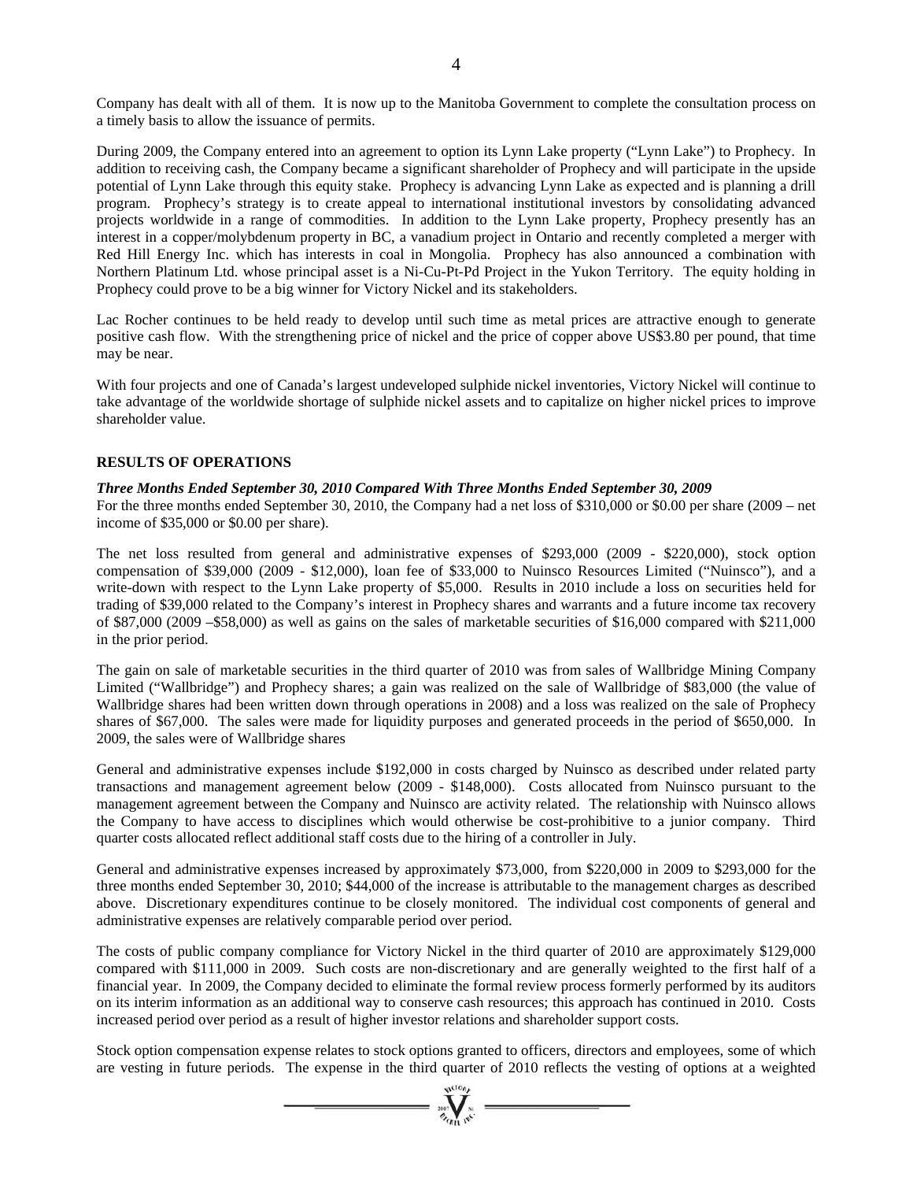Company has dealt with all of them. It is now up to the Manitoba Government to complete the consultation process on a timely basis to allow the issuance of permits.

During 2009, the Company entered into an agreement to option its Lynn Lake property ("Lynn Lake") to Prophecy. In addition to receiving cash, the Company became a significant shareholder of Prophecy and will participate in the upside potential of Lynn Lake through this equity stake. Prophecy is advancing Lynn Lake as expected and is planning a drill program. Prophecy's strategy is to create appeal to international institutional investors by consolidating advanced projects worldwide in a range of commodities. In addition to the Lynn Lake property, Prophecy presently has an interest in a copper/molybdenum property in BC, a vanadium project in Ontario and recently completed a merger with Red Hill Energy Inc. which has interests in coal in Mongolia. Prophecy has also announced a combination with Northern Platinum Ltd. whose principal asset is a Ni-Cu-Pt-Pd Project in the Yukon Territory. The equity holding in Prophecy could prove to be a big winner for Victory Nickel and its stakeholders.

Lac Rocher continues to be held ready to develop until such time as metal prices are attractive enough to generate positive cash flow. With the strengthening price of nickel and the price of copper above US$3.80 per pound, that time may be near.

With four projects and one of Canada's largest undeveloped sulphide nickel inventories, Victory Nickel will continue to take advantage of the worldwide shortage of sulphide nickel assets and to capitalize on higher nickel prices to improve shareholder value.

## RESULTS OF OPERATIONS

***Three Months Ended September 30, 2010 Compared With Three Months Ended September 30, 2009***

For the three months ended September 30, 2010, the Company had a net loss of $310,000 or $0.00 per share (2009 – net income of $35,000 or $0.00 per share).

The net loss resulted from general and administrative expenses of $293,000 (2009 - $220,000), stock option compensation of $39,000 (2009 - $12,000), loan fee of $33,000 to Nuinsco Resources Limited ("Nuinsco"), and a write-down with respect to the Lynn Lake property of $5,000. Results in 2010 include a loss on securities held for trading of $39,000 related to the Company's interest in Prophecy shares and warrants and a future income tax recovery of $87,000 (2009 –$58,000) as well as gains on the sales of marketable securities of $16,000 compared with $211,000 in the prior period.

The gain on sale of marketable securities in the third quarter of 2010 was from sales of Wallbridge Mining Company Limited ("Wallbridge") and Prophecy shares; a gain was realized on the sale of Wallbridge of $83,000 (the value of Wallbridge shares had been written down through operations in 2008) and a loss was realized on the sale of Prophecy shares of $67,000. The sales were made for liquidity purposes and generated proceeds in the period of $650,000. In 2009, the sales were of Wallbridge shares

General and administrative expenses include $192,000 in costs charged by Nuinsco as described under related party transactions and management agreement below (2009 - $148,000). Costs allocated from Nuinsco pursuant to the management agreement between the Company and Nuinsco are activity related. The relationship with Nuinsco allows the Company to have access to disciplines which would otherwise be cost-prohibitive to a junior company. Third quarter costs allocated reflect additional staff costs due to the hiring of a controller in July.

General and administrative expenses increased by approximately $73,000, from $220,000 in 2009 to $293,000 for the three months ended September 30, 2010; $44,000 of the increase is attributable to the management charges as described above. Discretionary expenditures continue to be closely monitored. The individual cost components of general and administrative expenses are relatively comparable period over period.

The costs of public company compliance for Victory Nickel in the third quarter of 2010 are approximately $129,000 compared with $111,000 in 2009. Such costs are non-discretionary and are generally weighted to the first half of a financial year. In 2009, the Company decided to eliminate the formal review process formerly performed by its auditors on its interim information as an additional way to conserve cash resources; this approach has continued in 2010. Costs increased period over period as a result of higher investor relations and shareholder support costs.

Stock option compensation expense relates to stock options granted to officers, directors and employees, some of which are vesting in future periods. The expense in the third quarter of 2010 reflects the vesting of options at a weighted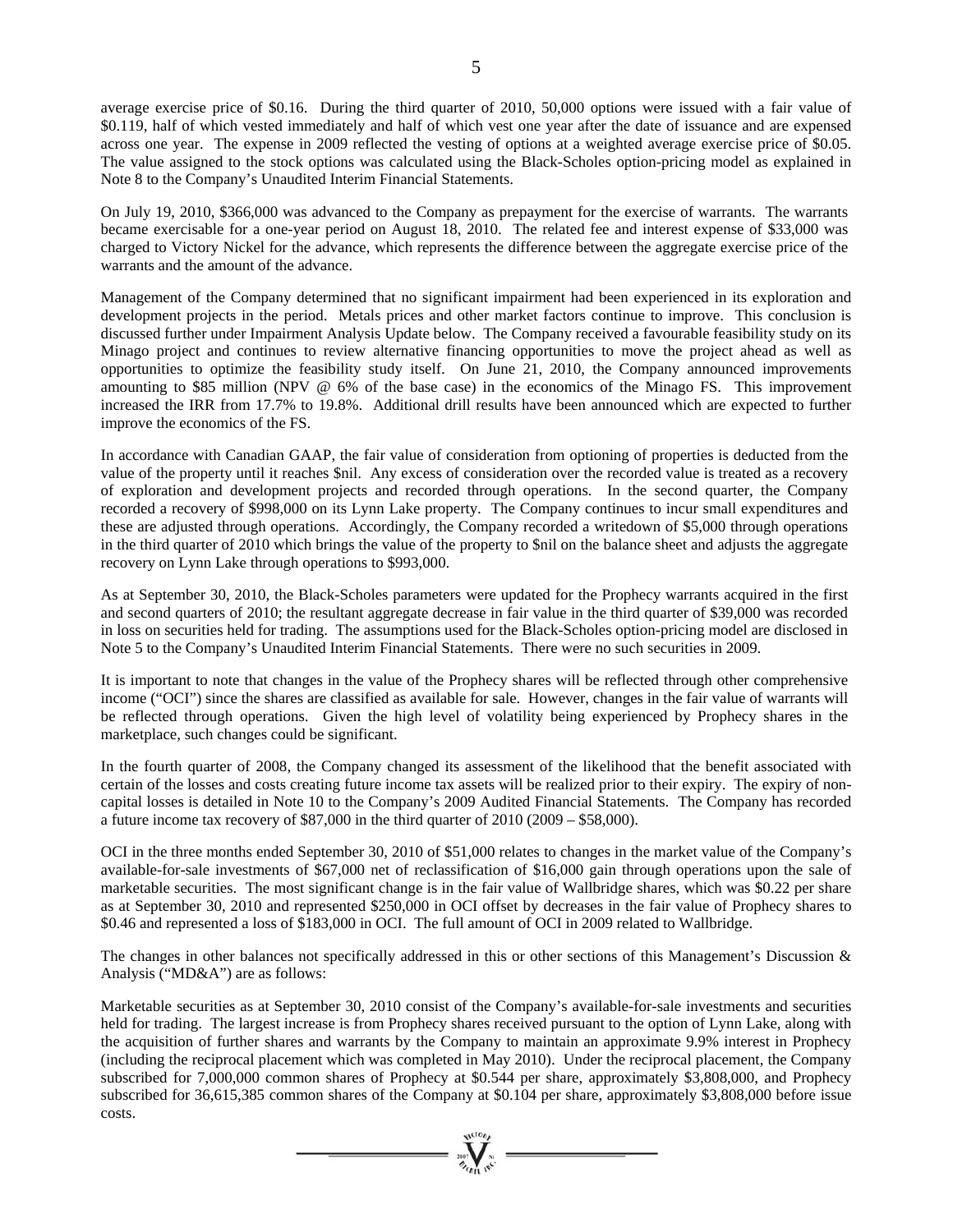average exercise price of $0.16. During the third quarter of 2010, 50,000 options were issued with a fair value of $0.119, half of which vested immediately and half of which vest one year after the date of issuance and are expensed across one year. The expense in 2009 reflected the vesting of options at a weighted average exercise price of $0.05. The value assigned to the stock options was calculated using the Black-Scholes option-pricing model as explained in Note 8 to the Company's Unaudited Interim Financial Statements.

On July 19, 2010, $366,000 was advanced to the Company as prepayment for the exercise of warrants. The warrants became exercisable for a one-year period on August 18, 2010. The related fee and interest expense of $33,000 was charged to Victory Nickel for the advance, which represents the difference between the aggregate exercise price of the warrants and the amount of the advance.

Management of the Company determined that no significant impairment had been experienced in its exploration and development projects in the period. Metals prices and other market factors continue to improve. This conclusion is discussed further under Impairment Analysis Update below. The Company received a favourable feasibility study on its Minago project and continues to review alternative financing opportunities to move the project ahead as well as opportunities to optimize the feasibility study itself. On June 21, 2010, the Company announced improvements amounting to $85 million (NPV @ 6% of the base case) in the economics of the Minago FS. This improvement increased the IRR from 17.7% to 19.8%. Additional drill results have been announced which are expected to further improve the economics of the FS.

In accordance with Canadian GAAP, the fair value of consideration from optioning of properties is deducted from the value of the property until it reaches $nil. Any excess of consideration over the recorded value is treated as a recovery of exploration and development projects and recorded through operations. In the second quarter, the Company recorded a recovery of $998,000 on its Lynn Lake property. The Company continues to incur small expenditures and these are adjusted through operations. Accordingly, the Company recorded a writedown of $5,000 through operations in the third quarter of 2010 which brings the value of the property to $nil on the balance sheet and adjusts the aggregate recovery on Lynn Lake through operations to $993,000.

As at September 30, 2010, the Black-Scholes parameters were updated for the Prophecy warrants acquired in the first and second quarters of 2010; the resultant aggregate decrease in fair value in the third quarter of $39,000 was recorded in loss on securities held for trading. The assumptions used for the Black-Scholes option-pricing model are disclosed in Note 5 to the Company's Unaudited Interim Financial Statements. There were no such securities in 2009.

It is important to note that changes in the value of the Prophecy shares will be reflected through other comprehensive income ("OCI") since the shares are classified as available for sale. However, changes in the fair value of warrants will be reflected through operations. Given the high level of volatility being experienced by Prophecy shares in the marketplace, such changes could be significant.

In the fourth quarter of 2008, the Company changed its assessment of the likelihood that the benefit associated with certain of the losses and costs creating future income tax assets will be realized prior to their expiry. The expiry of non-capital losses is detailed in Note 10 to the Company's 2009 Audited Financial Statements. The Company has recorded a future income tax recovery of $87,000 in the third quarter of 2010 (2009 – $58,000).

OCI in the three months ended September 30, 2010 of $51,000 relates to changes in the market value of the Company's available-for-sale investments of $67,000 net of reclassification of $16,000 gain through operations upon the sale of marketable securities. The most significant change is in the fair value of Wallbridge shares, which was $0.22 per share as at September 30, 2010 and represented $250,000 in OCI offset by decreases in the fair value of Prophecy shares to $0.46 and represented a loss of $183,000 in OCI. The full amount of OCI in 2009 related to Wallbridge.

The changes in other balances not specifically addressed in this or other sections of this Management's Discussion & Analysis ("MD&A") are as follows:

Marketable securities as at September 30, 2010 consist of the Company's available-for-sale investments and securities held for trading. The largest increase is from Prophecy shares received pursuant to the option of Lynn Lake, along with the acquisition of further shares and warrants by the Company to maintain an approximate 9.9% interest in Prophecy (including the reciprocal placement which was completed in May 2010). Under the reciprocal placement, the Company subscribed for 7,000,000 common shares of Prophecy at $0.544 per share, approximately $3,808,000, and Prophecy subscribed for 36,615,385 common shares of the Company at $0.104 per share, approximately $3,808,000 before issue costs.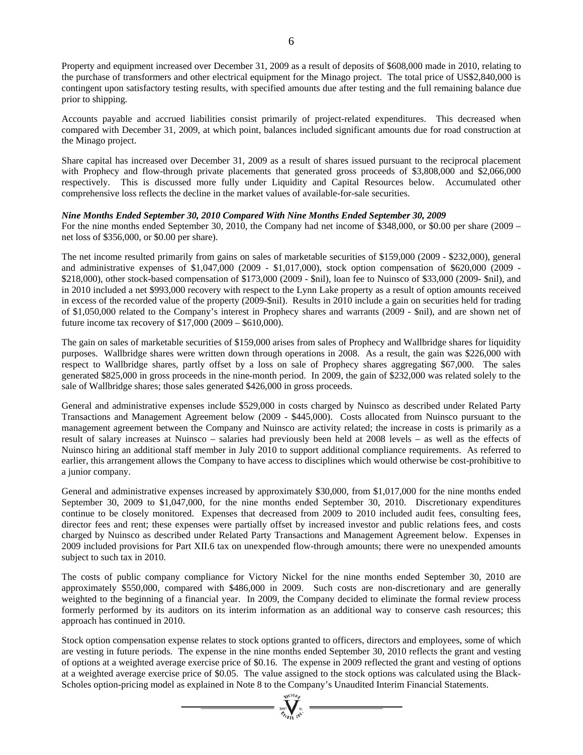Property and equipment increased over December 31, 2009 as a result of deposits of $608,000 made in 2010, relating to the purchase of transformers and other electrical equipment for the Minago project. The total price of US$2,840,000 is contingent upon satisfactory testing results, with specified amounts due after testing and the full remaining balance due prior to shipping.

Accounts payable and accrued liabilities consist primarily of project-related expenditures. This decreased when compared with December 31, 2009, at which point, balances included significant amounts due for road construction at the Minago project.

Share capital has increased over December 31, 2009 as a result of shares issued pursuant to the reciprocal placement with Prophecy and flow-through private placements that generated gross proceeds of $3,808,000 and $2,066,000 respectively. This is discussed more fully under Liquidity and Capital Resources below. Accumulated other comprehensive loss reflects the decline in the market values of available-for-sale securities.

***Nine Months Ended September 30, 2010 Compared With Nine Months Ended September 30, 2009***

For the nine months ended September 30, 2010, the Company had net income of $348,000, or $0.00 per share (2009 – net loss of $356,000, or $0.00 per share).

The net income resulted primarily from gains on sales of marketable securities of $159,000 (2009 - $232,000), general and administrative expenses of $1,047,000 (2009 - $1,017,000), stock option compensation of $620,000 (2009 - $218,000), other stock-based compensation of $173,000 (2009 - $nil), loan fee to Nuinsco of $33,000 (2009- $nil), and in 2010 included a net $993,000 recovery with respect to the Lynn Lake property as a result of option amounts received in excess of the recorded value of the property (2009-$nil). Results in 2010 include a gain on securities held for trading of $1,050,000 related to the Company's interest in Prophecy shares and warrants (2009 - $nil), and are shown net of future income tax recovery of $17,000 (2009 – $610,000).

The gain on sales of marketable securities of $159,000 arises from sales of Prophecy and Wallbridge shares for liquidity purposes. Wallbridge shares were written down through operations in 2008. As a result, the gain was $226,000 with respect to Wallbridge shares, partly offset by a loss on sale of Prophecy shares aggregating $67,000. The sales generated $825,000 in gross proceeds in the nine-month period. In 2009, the gain of $232,000 was related solely to the sale of Wallbridge shares; those sales generated $426,000 in gross proceeds.

General and administrative expenses include $529,000 in costs charged by Nuinsco as described under Related Party Transactions and Management Agreement below (2009 - $445,000). Costs allocated from Nuinsco pursuant to the management agreement between the Company and Nuinsco are activity related; the increase in costs is primarily as a result of salary increases at Nuinsco – salaries had previously been held at 2008 levels – as well as the effects of Nuinsco hiring an additional staff member in July 2010 to support additional compliance requirements. As referred to earlier, this arrangement allows the Company to have access to disciplines which would otherwise be cost-prohibitive to a junior company.

General and administrative expenses increased by approximately $30,000, from $1,017,000 for the nine months ended September 30, 2009 to $1,047,000, for the nine months ended September 30, 2010. Discretionary expenditures continue to be closely monitored. Expenses that decreased from 2009 to 2010 included audit fees, consulting fees, director fees and rent; these expenses were partially offset by increased investor and public relations fees, and costs charged by Nuinsco as described under Related Party Transactions and Management Agreement below. Expenses in 2009 included provisions for Part XII.6 tax on unexpended flow-through amounts; there were no unexpended amounts subject to such tax in 2010.

The costs of public company compliance for Victory Nickel for the nine months ended September 30, 2010 are approximately $550,000, compared with $486,000 in 2009. Such costs are non-discretionary and are generally weighted to the beginning of a financial year. In 2009, the Company decided to eliminate the formal review process formerly performed by its auditors on its interim information as an additional way to conserve cash resources; this approach has continued in 2010.

Stock option compensation expense relates to stock options granted to officers, directors and employees, some of which are vesting in future periods. The expense in the nine months ended September 30, 2010 reflects the grant and vesting of options at a weighted average exercise price of $0.16. The expense in 2009 reflected the grant and vesting of options at a weighted average exercise price of $0.05. The value assigned to the stock options was calculated using the Black-Scholes option-pricing model as explained in Note 8 to the Company's Unaudited Interim Financial Statements.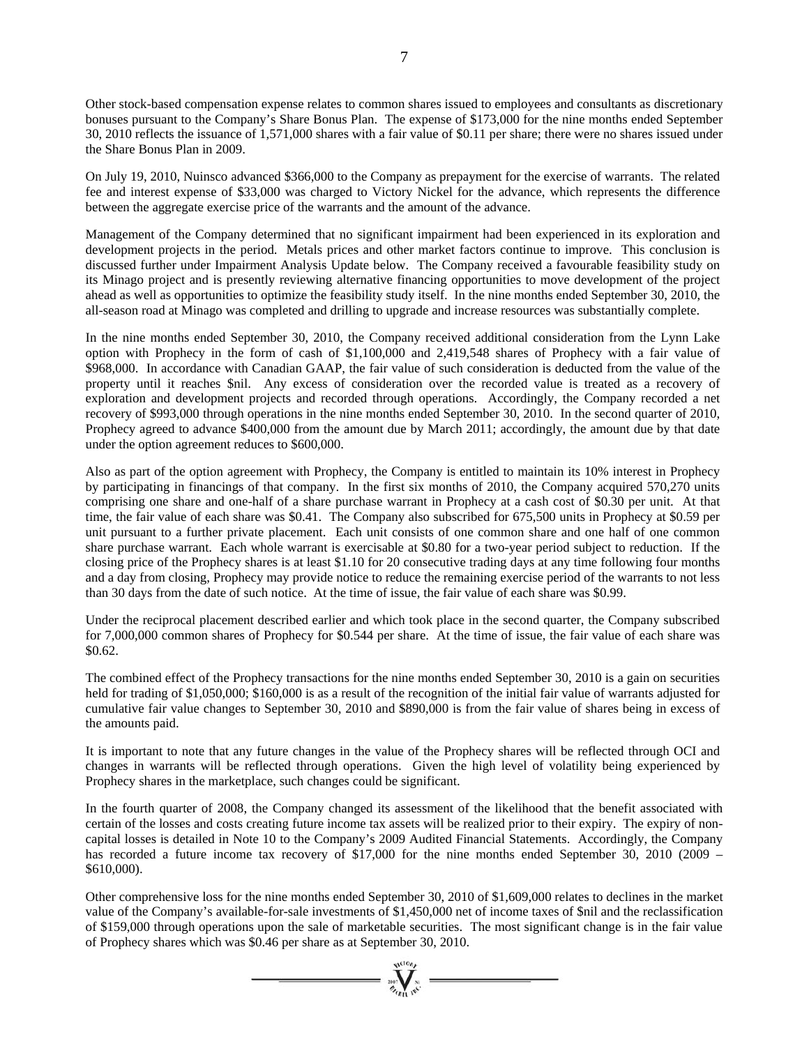Other stock-based compensation expense relates to common shares issued to employees and consultants as discretionary bonuses pursuant to the Company's Share Bonus Plan. The expense of $173,000 for the nine months ended September 30, 2010 reflects the issuance of 1,571,000 shares with a fair value of $0.11 per share; there were no shares issued under the Share Bonus Plan in 2009.

On July 19, 2010, Nuinsco advanced $366,000 to the Company as prepayment for the exercise of warrants. The related fee and interest expense of $33,000 was charged to Victory Nickel for the advance, which represents the difference between the aggregate exercise price of the warrants and the amount of the advance.

Management of the Company determined that no significant impairment had been experienced in its exploration and development projects in the period. Metals prices and other market factors continue to improve. This conclusion is discussed further under Impairment Analysis Update below. The Company received a favourable feasibility study on its Minago project and is presently reviewing alternative financing opportunities to move development of the project ahead as well as opportunities to optimize the feasibility study itself. In the nine months ended September 30, 2010, the all-season road at Minago was completed and drilling to upgrade and increase resources was substantially complete.

In the nine months ended September 30, 2010, the Company received additional consideration from the Lynn Lake option with Prophecy in the form of cash of $1,100,000 and 2,419,548 shares of Prophecy with a fair value of $968,000. In accordance with Canadian GAAP, the fair value of such consideration is deducted from the value of the property until it reaches $nil. Any excess of consideration over the recorded value is treated as a recovery of exploration and development projects and recorded through operations. Accordingly, the Company recorded a net recovery of $993,000 through operations in the nine months ended September 30, 2010. In the second quarter of 2010, Prophecy agreed to advance $400,000 from the amount due by March 2011; accordingly, the amount due by that date under the option agreement reduces to $600,000.

Also as part of the option agreement with Prophecy, the Company is entitled to maintain its 10% interest in Prophecy by participating in financings of that company. In the first six months of 2010, the Company acquired 570,270 units comprising one share and one-half of a share purchase warrant in Prophecy at a cash cost of $0.30 per unit. At that time, the fair value of each share was $0.41. The Company also subscribed for 675,500 units in Prophecy at $0.59 per unit pursuant to a further private placement. Each unit consists of one common share and one half of one common share purchase warrant. Each whole warrant is exercisable at $0.80 for a two-year period subject to reduction. If the closing price of the Prophecy shares is at least $1.10 for 20 consecutive trading days at any time following four months and a day from closing, Prophecy may provide notice to reduce the remaining exercise period of the warrants to not less than 30 days from the date of such notice. At the time of issue, the fair value of each share was $0.99.

Under the reciprocal placement described earlier and which took place in the second quarter, the Company subscribed for 7,000,000 common shares of Prophecy for $0.544 per share. At the time of issue, the fair value of each share was $0.62.

The combined effect of the Prophecy transactions for the nine months ended September 30, 2010 is a gain on securities held for trading of $1,050,000; $160,000 is as a result of the recognition of the initial fair value of warrants adjusted for cumulative fair value changes to September 30, 2010 and $890,000 is from the fair value of shares being in excess of the amounts paid.

It is important to note that any future changes in the value of the Prophecy shares will be reflected through OCI and changes in warrants will be reflected through operations. Given the high level of volatility being experienced by Prophecy shares in the marketplace, such changes could be significant.

In the fourth quarter of 2008, the Company changed its assessment of the likelihood that the benefit associated with certain of the losses and costs creating future income tax assets will be realized prior to their expiry. The expiry of non-capital losses is detailed in Note 10 to the Company's 2009 Audited Financial Statements. Accordingly, the Company has recorded a future income tax recovery of $17,000 for the nine months ended September 30, 2010 (2009 – $610,000).

Other comprehensive loss for the nine months ended September 30, 2010 of $1,609,000 relates to declines in the market value of the Company's available-for-sale investments of $1,450,000 net of income taxes of $nil and the reclassification of $159,000 through operations upon the sale of marketable securities. The most significant change is in the fair value of Prophecy shares which was $0.46 per share as at September 30, 2010.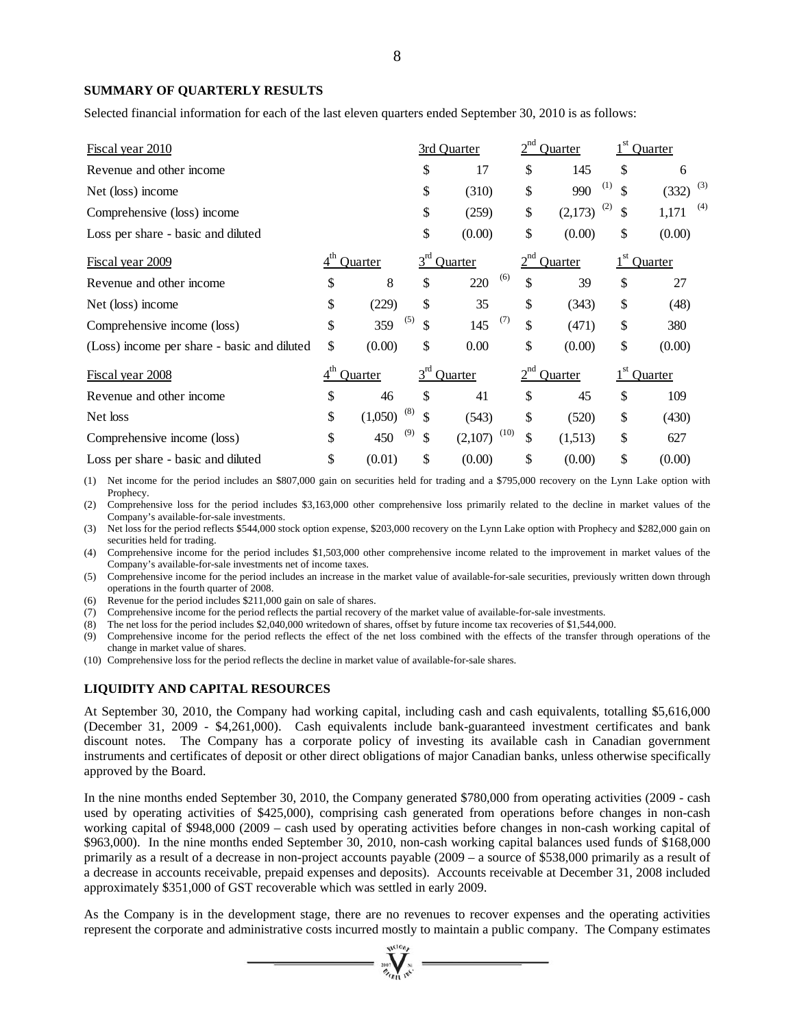## SUMMARY OF QUARTERLY RESULTS

Selected financial information for each of the last eleven quarters ended September 30, 2010 is as follows:

| Fiscal year 2010 | | 3rd Quarter | 2nd Quarter | 1st Quarter |
|---|---|---|---|---|
| Revenue and other income | | $ 17 | $ 145 | $ 6 |
| Net (loss) income | | $ (310) | $ 990 (1) | $ (332) (3) |
| Comprehensive (loss) income | | $ (259) | $ (2,173) (2) | $ 1,171 (4) |
| Loss per share - basic and diluted | | $ (0.00) | $ (0.00) | $ (0.00) |
| **Fiscal year 2009** | **4th Quarter** | **3rd Quarter** | **2nd Quarter** | **1st Quarter** |
| Revenue and other income | $ 8 | $ 220 (6) | $ 39 | $ 27 |
| Net (loss) income | $ (229) | $ 35 | $ (343) | $ (48) |
| Comprehensive income (loss) | $ 359 (5) | $ 145 (7) | $ (471) | $ 380 |
| (Loss) income per share - basic and diluted | $ (0.00) | $ 0.00 | $ (0.00) | $ (0.00) |
| **Fiscal year 2008** | **4th Quarter** | **3rd Quarter** | **2nd Quarter** | **1st Quarter** |
| Revenue and other income | $ 46 | $ 41 | $ 45 | $ 109 |
| Net loss | $ (1,050) (8) | $ (543) | $ (520) | $ (430) |
| Comprehensive income (loss) | $ 450 (9) | $ (2,107) (10) | $ (1,513) | $ 627 |
| Loss per share - basic and diluted | $ (0.01) | $ (0.00) | $ (0.00) | $ (0.00) |

(1) Net income for the period includes an $807,000 gain on securities held for trading and a $795,000 recovery on the Lynn Lake option with Prophecy.
(2) Comprehensive loss for the period includes $3,163,000 other comprehensive loss primarily related to the decline in market values of the Company's available-for-sale investments.
(3) Net loss for the period reflects $544,000 stock option expense, $203,000 recovery on the Lynn Lake option with Prophecy and $282,000 gain on securities held for trading.
(4) Comprehensive income for the period includes $1,503,000 other comprehensive income related to the improvement in market values of the Company's available-for-sale investments net of income taxes.
(5) Comprehensive income for the period includes an increase in the market value of available-for-sale securities, previously written down through operations in the fourth quarter of 2008.
(6) Revenue for the period includes $211,000 gain on sale of shares.
(7) Comprehensive income for the period reflects the partial recovery of the market value of available-for-sale investments.
(8) The net loss for the period includes $2,040,000 writedown of shares, offset by future income tax recoveries of $1,544,000.
(9) Comprehensive income for the period reflects the effect of the net loss combined with the effects of the transfer through operations of the change in market value of shares.
(10) Comprehensive loss for the period reflects the decline in market value of available-for-sale shares.

## LIQUIDITY AND CAPITAL RESOURCES

At September 30, 2010, the Company had working capital, including cash and cash equivalents, totalling $5,616,000 (December 31, 2009 - $4,261,000). Cash equivalents include bank-guaranteed investment certificates and bank discount notes. The Company has a corporate policy of investing its available cash in Canadian government instruments and certificates of deposit or other direct obligations of major Canadian banks, unless otherwise specifically approved by the Board.

In the nine months ended September 30, 2010, the Company generated $780,000 from operating activities (2009 - cash used by operating activities of $425,000), comprising cash generated from operations before changes in non-cash working capital of $948,000 (2009 – cash used by operating activities before changes in non-cash working capital of $963,000). In the nine months ended September 30, 2010, non-cash working capital balances used funds of $168,000 primarily as a result of a decrease in non-project accounts payable (2009 – a source of $538,000 primarily as a result of a decrease in accounts receivable, prepaid expenses and deposits). Accounts receivable at December 31, 2008 included approximately $351,000 of GST recoverable which was settled in early 2009.

As the Company is in the development stage, there are no revenues to recover expenses and the operating activities represent the corporate and administrative costs incurred mostly to maintain a public company. The Company estimates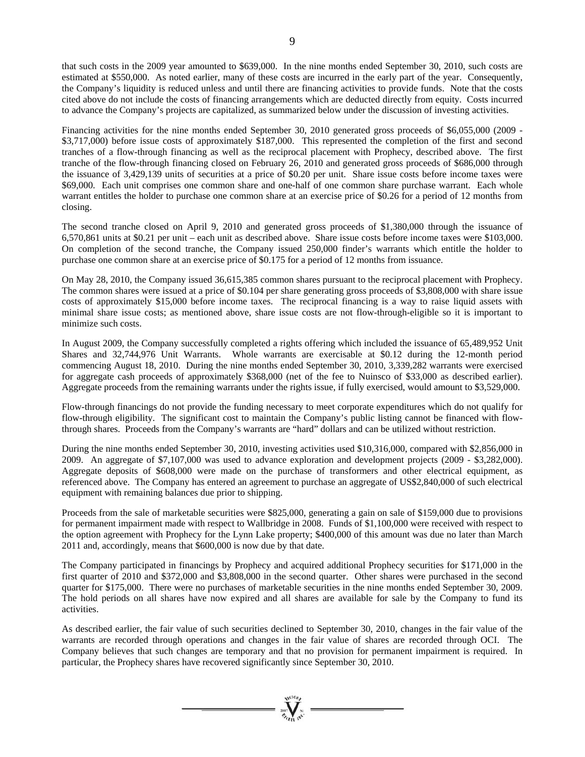that such costs in the 2009 year amounted to $639,000. In the nine months ended September 30, 2010, such costs are estimated at $550,000. As noted earlier, many of these costs are incurred in the early part of the year. Consequently, the Company's liquidity is reduced unless and until there are financing activities to provide funds. Note that the costs cited above do not include the costs of financing arrangements which are deducted directly from equity. Costs incurred to advance the Company's projects are capitalized, as summarized below under the discussion of investing activities.

Financing activities for the nine months ended September 30, 2010 generated gross proceeds of $6,055,000 (2009 - $3,717,000) before issue costs of approximately $187,000. This represented the completion of the first and second tranches of a flow-through financing as well as the reciprocal placement with Prophecy, described above. The first tranche of the flow-through financing closed on February 26, 2010 and generated gross proceeds of $686,000 through the issuance of 3,429,139 units of securities at a price of $0.20 per unit. Share issue costs before income taxes were $69,000. Each unit comprises one common share and one-half of one common share purchase warrant. Each whole warrant entitles the holder to purchase one common share at an exercise price of $0.26 for a period of 12 months from closing.

The second tranche closed on April 9, 2010 and generated gross proceeds of $1,380,000 through the issuance of 6,570,861 units at $0.21 per unit – each unit as described above. Share issue costs before income taxes were $103,000. On completion of the second tranche, the Company issued 250,000 finder's warrants which entitle the holder to purchase one common share at an exercise price of $0.175 for a period of 12 months from issuance.

On May 28, 2010, the Company issued 36,615,385 common shares pursuant to the reciprocal placement with Prophecy. The common shares were issued at a price of $0.104 per share generating gross proceeds of $3,808,000 with share issue costs of approximately $15,000 before income taxes. The reciprocal financing is a way to raise liquid assets with minimal share issue costs; as mentioned above, share issue costs are not flow-through-eligible so it is important to minimize such costs.

In August 2009, the Company successfully completed a rights offering which included the issuance of 65,489,952 Unit Shares and 32,744,976 Unit Warrants. Whole warrants are exercisable at $0.12 during the 12-month period commencing August 18, 2010. During the nine months ended September 30, 2010, 3,339,282 warrants were exercised for aggregate cash proceeds of approximately $368,000 (net of the fee to Nuinsco of $33,000 as described earlier). Aggregate proceeds from the remaining warrants under the rights issue, if fully exercised, would amount to $3,529,000.

Flow-through financings do not provide the funding necessary to meet corporate expenditures which do not qualify for flow-through eligibility. The significant cost to maintain the Company's public listing cannot be financed with flow-through shares. Proceeds from the Company's warrants are "hard" dollars and can be utilized without restriction.

During the nine months ended September 30, 2010, investing activities used $10,316,000, compared with $2,856,000 in 2009. An aggregate of $7,107,000 was used to advance exploration and development projects (2009 - $3,282,000). Aggregate deposits of $608,000 were made on the purchase of transformers and other electrical equipment, as referenced above. The Company has entered an agreement to purchase an aggregate of US$2,840,000 of such electrical equipment with remaining balances due prior to shipping.

Proceeds from the sale of marketable securities were $825,000, generating a gain on sale of $159,000 due to provisions for permanent impairment made with respect to Wallbridge in 2008. Funds of $1,100,000 were received with respect to the option agreement with Prophecy for the Lynn Lake property; $400,000 of this amount was due no later than March 2011 and, accordingly, means that $600,000 is now due by that date.

The Company participated in financings by Prophecy and acquired additional Prophecy securities for $171,000 in the first quarter of 2010 and $372,000 and $3,808,000 in the second quarter. Other shares were purchased in the second quarter for $175,000. There were no purchases of marketable securities in the nine months ended September 30, 2009. The hold periods on all shares have now expired and all shares are available for sale by the Company to fund its activities.

As described earlier, the fair value of such securities declined to September 30, 2010, changes in the fair value of the warrants are recorded through operations and changes in the fair value of shares are recorded through OCI. The Company believes that such changes are temporary and that no provision for permanent impairment is required. In particular, the Prophecy shares have recovered significantly since September 30, 2010.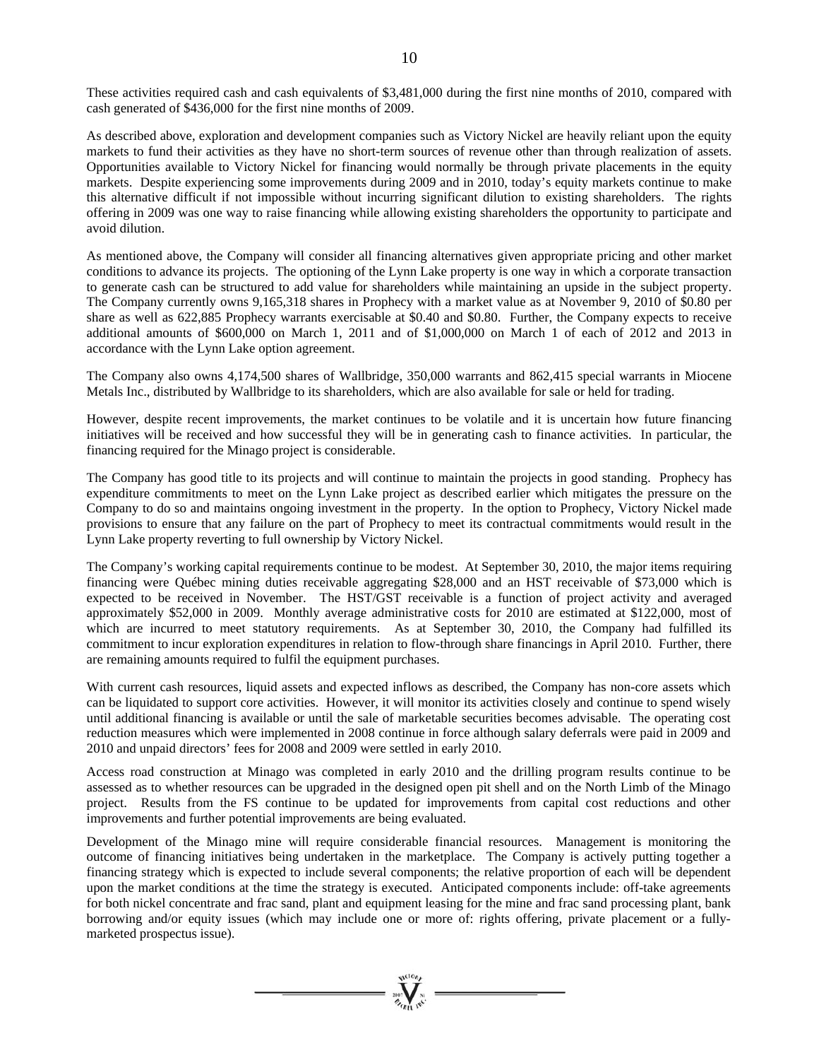These activities required cash and cash equivalents of $3,481,000 during the first nine months of 2010, compared with cash generated of $436,000 for the first nine months of 2009.

As described above, exploration and development companies such as Victory Nickel are heavily reliant upon the equity markets to fund their activities as they have no short-term sources of revenue other than through realization of assets. Opportunities available to Victory Nickel for financing would normally be through private placements in the equity markets. Despite experiencing some improvements during 2009 and in 2010, today's equity markets continue to make this alternative difficult if not impossible without incurring significant dilution to existing shareholders. The rights offering in 2009 was one way to raise financing while allowing existing shareholders the opportunity to participate and avoid dilution.

As mentioned above, the Company will consider all financing alternatives given appropriate pricing and other market conditions to advance its projects. The optioning of the Lynn Lake property is one way in which a corporate transaction to generate cash can be structured to add value for shareholders while maintaining an upside in the subject property. The Company currently owns 9,165,318 shares in Prophecy with a market value as at November 9, 2010 of $0.80 per share as well as 622,885 Prophecy warrants exercisable at $0.40 and $0.80. Further, the Company expects to receive additional amounts of $600,000 on March 1, 2011 and of $1,000,000 on March 1 of each of 2012 and 2013 in accordance with the Lynn Lake option agreement.

The Company also owns 4,174,500 shares of Wallbridge, 350,000 warrants and 862,415 special warrants in Miocene Metals Inc., distributed by Wallbridge to its shareholders, which are also available for sale or held for trading.

However, despite recent improvements, the market continues to be volatile and it is uncertain how future financing initiatives will be received and how successful they will be in generating cash to finance activities. In particular, the financing required for the Minago project is considerable.

The Company has good title to its projects and will continue to maintain the projects in good standing. Prophecy has expenditure commitments to meet on the Lynn Lake project as described earlier which mitigates the pressure on the Company to do so and maintains ongoing investment in the property. In the option to Prophecy, Victory Nickel made provisions to ensure that any failure on the part of Prophecy to meet its contractual commitments would result in the Lynn Lake property reverting to full ownership by Victory Nickel.

The Company's working capital requirements continue to be modest. At September 30, 2010, the major items requiring financing were Québec mining duties receivable aggregating $28,000 and an HST receivable of $73,000 which is expected to be received in November. The HST/GST receivable is a function of project activity and averaged approximately $52,000 in 2009. Monthly average administrative costs for 2010 are estimated at $122,000, most of which are incurred to meet statutory requirements. As at September 30, 2010, the Company had fulfilled its commitment to incur exploration expenditures in relation to flow-through share financings in April 2010. Further, there are remaining amounts required to fulfil the equipment purchases.

With current cash resources, liquid assets and expected inflows as described, the Company has non-core assets which can be liquidated to support core activities. However, it will monitor its activities closely and continue to spend wisely until additional financing is available or until the sale of marketable securities becomes advisable. The operating cost reduction measures which were implemented in 2008 continue in force although salary deferrals were paid in 2009 and 2010 and unpaid directors' fees for 2008 and 2009 were settled in early 2010.

Access road construction at Minago was completed in early 2010 and the drilling program results continue to be assessed as to whether resources can be upgraded in the designed open pit shell and on the North Limb of the Minago project. Results from the FS continue to be updated for improvements from capital cost reductions and other improvements and further potential improvements are being evaluated.

Development of the Minago mine will require considerable financial resources. Management is monitoring the outcome of financing initiatives being undertaken in the marketplace. The Company is actively putting together a financing strategy which is expected to include several components; the relative proportion of each will be dependent upon the market conditions at the time the strategy is executed. Anticipated components include: off-take agreements for both nickel concentrate and frac sand, plant and equipment leasing for the mine and frac sand processing plant, bank borrowing and/or equity issues (which may include one or more of: rights offering, private placement or a fully-marketed prospectus issue).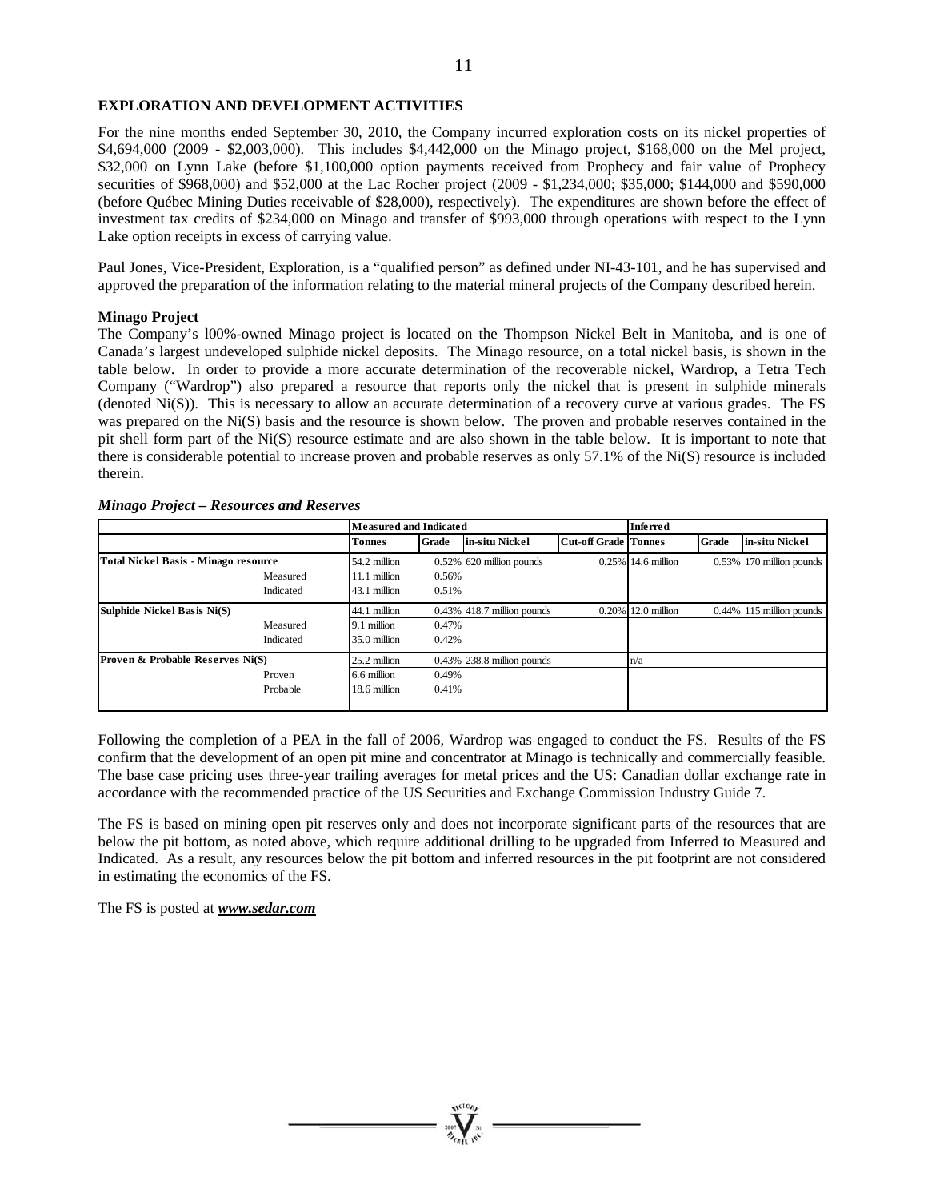## EXPLORATION AND DEVELOPMENT ACTIVITIES

For the nine months ended September 30, 2010, the Company incurred exploration costs on its nickel properties of \$4,694,000 (2009 - \$2,003,000). This includes \$4,442,000 on the Minago project, \$168,000 on the Mel project, \$32,000 on Lynn Lake (before \$1,100,000 option payments received from Prophecy and fair value of Prophecy securities of \$968,000) and \$52,000 at the Lac Rocher project (2009 - \$1,234,000; \$35,000; \$144,000 and \$590,000 (before Québec Mining Duties receivable of \$28,000), respectively). The expenditures are shown before the effect of investment tax credits of \$234,000 on Minago and transfer of \$993,000 through operations with respect to the Lynn Lake option receipts in excess of carrying value.

Paul Jones, Vice-President, Exploration, is a "qualified person" as defined under NI-43-101, and he has supervised and approved the preparation of the information relating to the material mineral projects of the Company described herein.

**Minago Project**

The Company's l00%-owned Minago project is located on the Thompson Nickel Belt in Manitoba, and is one of Canada's largest undeveloped sulphide nickel deposits. The Minago resource, on a total nickel basis, is shown in the table below. In order to provide a more accurate determination of the recoverable nickel, Wardrop, a Tetra Tech Company ("Wardrop") also prepared a resource that reports only the nickel that is present in sulphide minerals (denoted Ni(S)). This is necessary to allow an accurate determination of a recovery curve at various grades. The FS was prepared on the Ni(S) basis and the resource is shown below. The proven and probable reserves contained in the pit shell form part of the Ni(S) resource estimate and are also shown in the table below. It is important to note that there is considerable potential to increase proven and probable reserves as only 57.1% of the Ni(S) resource is included therein.

***Minago Project – Resources and Reserves***

| | | Measured and Indicated | | | | Inferred | | |
|---|---|---|---|---|---|---|---|---|
| | | Tonnes | Grade | in-situ Nickel | Cut-off Grade | Tonnes | Grade | in-situ Nickel |
| **Total Nickel Basis - Minago resource** | | 54.2 million | 0.52% | 620 million pounds | 0.25% | 14.6 million | 0.53% | 170 million pounds |
| | Measured | 11.1 million | 0.56% | | | | | |
| | Indicated | 43.1 million | 0.51% | | | | | |
| **Sulphide Nickel Basis Ni(S)** | | 44.1 million | 0.43% | 418.7 million pounds | 0.20% | 12.0 million | 0.44% | 115 million pounds |
| | Measured | 9.1 million | 0.47% | | | | | |
| | Indicated | 35.0 million | 0.42% | | | | | |
| **Proven & Probable Reserves Ni(S)** | | 25.2 million | 0.43% | 238.8 million pounds | | n/a | | |
| | Proven | 6.6 million | 0.49% | | | | | |
| | Probable | 18.6 million | 0.41% | | | | | |

Following the completion of a PEA in the fall of 2006, Wardrop was engaged to conduct the FS. Results of the FS confirm that the development of an open pit mine and concentrator at Minago is technically and commercially feasible. The base case pricing uses three-year trailing averages for metal prices and the US: Canadian dollar exchange rate in accordance with the recommended practice of the US Securities and Exchange Commission Industry Guide 7.

The FS is based on mining open pit reserves only and does not incorporate significant parts of the resources that are below the pit bottom, as noted above, which require additional drilling to be upgraded from Inferred to Measured and Indicated. As a result, any resources below the pit bottom and inferred resources in the pit footprint are not considered in estimating the economics of the FS.

The FS is posted at ***www.sedar.com***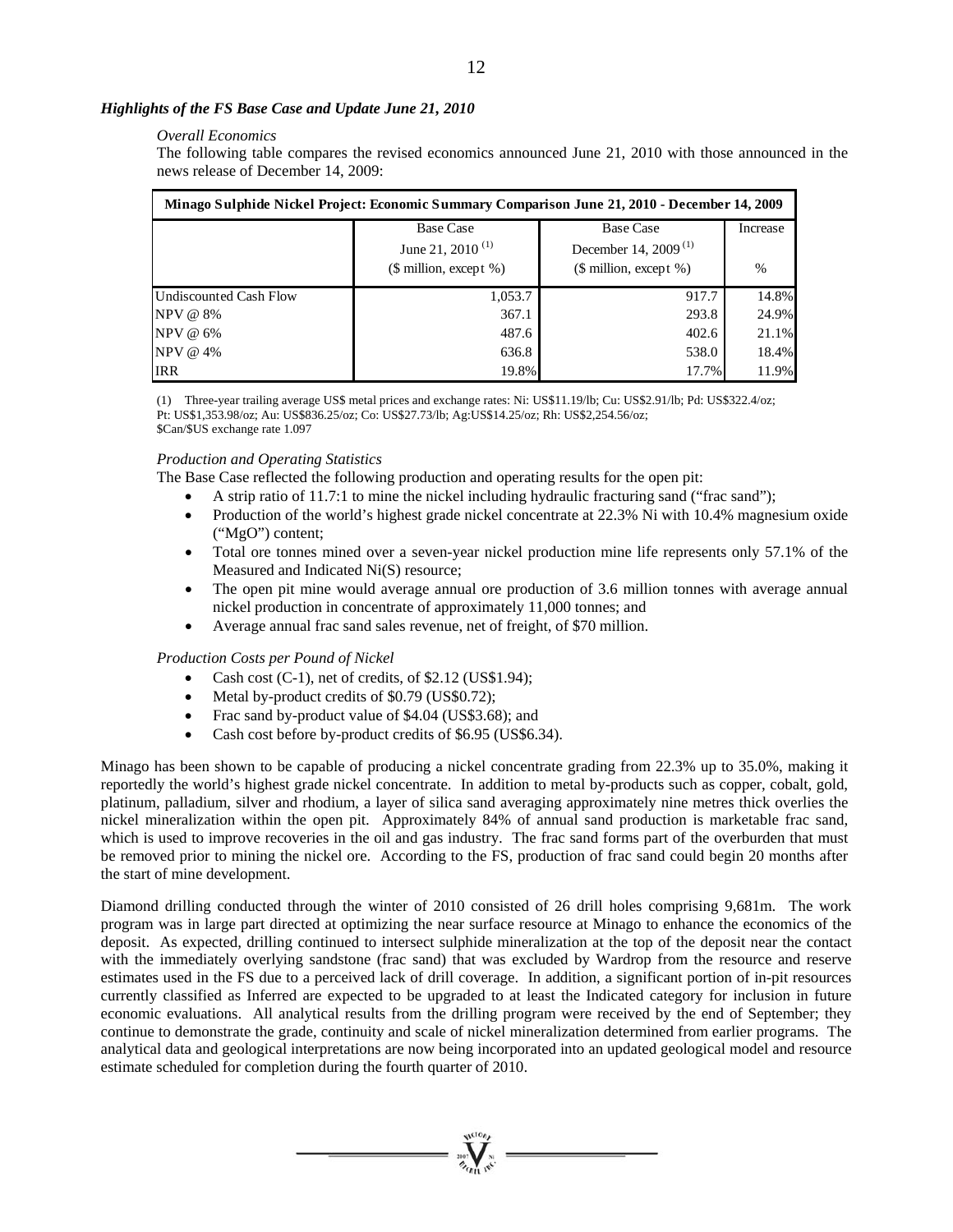***Highlights of the FS Base Case and Update June 21, 2010***

*Overall Economics*

The following table compares the revised economics announced June 21, 2010 with those announced in the news release of December 14, 2009:

| Minago Sulphide Nickel Project: Economic Summary Comparison June 21, 2010 - December 14, 2009 | | | |
|---|---|---|---|
| | Base Case June 21, 2010 (1) ($ million, except %) | Base Case December 14, 2009 (1) ($ million, except %) | Increase % |
| Undiscounted Cash Flow | 1,053.7 | 917.7 | 14.8% |
| NPV @ 8% | 367.1 | 293.8 | 24.9% |
| NPV @ 6% | 487.6 | 402.6 | 21.1% |
| NPV @ 4% | 636.8 | 538.0 | 18.4% |
| IRR | 19.8% | 17.7% | 11.9% |

(1) Three-year trailing average US$ metal prices and exchange rates: Ni: US$11.19/lb; Cu: US$2.91/lb; Pd: US$322.4/oz; Pt: US$1,353.98/oz; Au: US$836.25/oz; Co: US$27.73/lb; Ag:US$14.25/oz; Rh: US$2,254.56/oz; $Can/$US exchange rate 1.097

*Production and Operating Statistics*

The Base Case reflected the following production and operating results for the open pit:

- A strip ratio of 11.7:1 to mine the nickel including hydraulic fracturing sand ("frac sand");
- Production of the world's highest grade nickel concentrate at 22.3% Ni with 10.4% magnesium oxide ("MgO") content;
- Total ore tonnes mined over a seven-year nickel production mine life represents only 57.1% of the Measured and Indicated Ni(S) resource;
- The open pit mine would average annual ore production of 3.6 million tonnes with average annual nickel production in concentrate of approximately 11,000 tonnes; and
- Average annual frac sand sales revenue, net of freight, of $70 million.

*Production Costs per Pound of Nickel*

- Cash cost (C-1), net of credits, of $2.12 (US$1.94);
- Metal by-product credits of $0.79 (US$0.72);
- Frac sand by-product value of $4.04 (US$3.68); and
- Cash cost before by-product credits of $6.95 (US$6.34).

Minago has been shown to be capable of producing a nickel concentrate grading from 22.3% up to 35.0%, making it reportedly the world's highest grade nickel concentrate. In addition to metal by-products such as copper, cobalt, gold, platinum, palladium, silver and rhodium, a layer of silica sand averaging approximately nine metres thick overlies the nickel mineralization within the open pit. Approximately 84% of annual sand production is marketable frac sand, which is used to improve recoveries in the oil and gas industry. The frac sand forms part of the overburden that must be removed prior to mining the nickel ore. According to the FS, production of frac sand could begin 20 months after the start of mine development.

Diamond drilling conducted through the winter of 2010 consisted of 26 drill holes comprising 9,681m. The work program was in large part directed at optimizing the near surface resource at Minago to enhance the economics of the deposit. As expected, drilling continued to intersect sulphide mineralization at the top of the deposit near the contact with the immediately overlying sandstone (frac sand) that was excluded by Wardrop from the resource and reserve estimates used in the FS due to a perceived lack of drill coverage. In addition, a significant portion of in-pit resources currently classified as Inferred are expected to be upgraded to at least the Indicated category for inclusion in future economic evaluations. All analytical results from the drilling program were received by the end of September; they continue to demonstrate the grade, continuity and scale of nickel mineralization determined from earlier programs. The analytical data and geological interpretations are now being incorporated into an updated geological model and resource estimate scheduled for completion during the fourth quarter of 2010.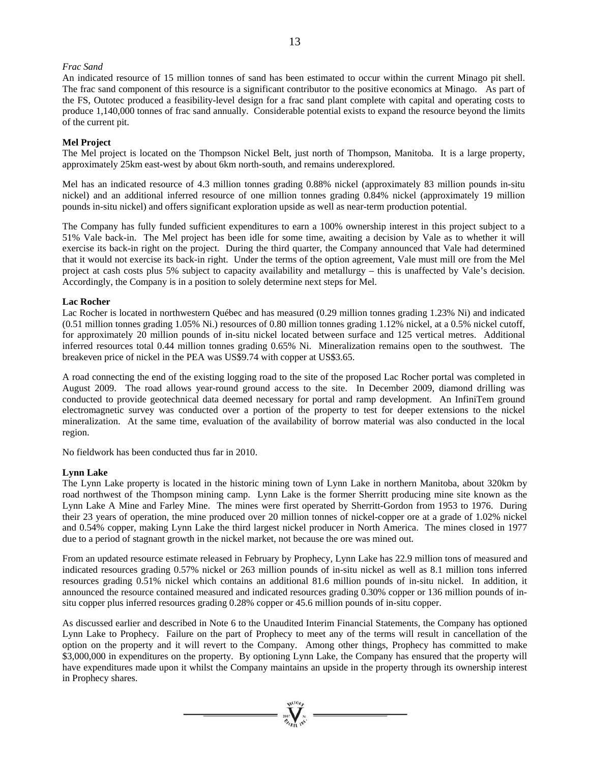*Frac Sand*

An indicated resource of 15 million tonnes of sand has been estimated to occur within the current Minago pit shell. The frac sand component of this resource is a significant contributor to the positive economics at Minago. As part of the FS, Outotec produced a feasibility-level design for a frac sand plant complete with capital and operating costs to produce 1,140,000 tonnes of frac sand annually. Considerable potential exists to expand the resource beyond the limits of the current pit.

**Mel Project**

The Mel project is located on the Thompson Nickel Belt, just north of Thompson, Manitoba. It is a large property, approximately 25km east-west by about 6km north-south, and remains underexplored.

Mel has an indicated resource of 4.3 million tonnes grading 0.88% nickel (approximately 83 million pounds in-situ nickel) and an additional inferred resource of one million tonnes grading 0.84% nickel (approximately 19 million pounds in-situ nickel) and offers significant exploration upside as well as near-term production potential.

The Company has fully funded sufficient expenditures to earn a 100% ownership interest in this project subject to a 51% Vale back-in. The Mel project has been idle for some time, awaiting a decision by Vale as to whether it will exercise its back-in right on the project. During the third quarter, the Company announced that Vale had determined that it would not exercise its back-in right. Under the terms of the option agreement, Vale must mill ore from the Mel project at cash costs plus 5% subject to capacity availability and metallurgy – this is unaffected by Vale's decision. Accordingly, the Company is in a position to solely determine next steps for Mel.

**Lac Rocher**

Lac Rocher is located in northwestern Québec and has measured (0.29 million tonnes grading 1.23% Ni) and indicated (0.51 million tonnes grading 1.05% Ni.) resources of 0.80 million tonnes grading 1.12% nickel, at a 0.5% nickel cutoff, for approximately 20 million pounds of in-situ nickel located between surface and 125 vertical metres. Additional inferred resources total 0.44 million tonnes grading 0.65% Ni. Mineralization remains open to the southwest. The breakeven price of nickel in the PEA was US$9.74 with copper at US$3.65.

A road connecting the end of the existing logging road to the site of the proposed Lac Rocher portal was completed in August 2009. The road allows year-round ground access to the site. In December 2009, diamond drilling was conducted to provide geotechnical data deemed necessary for portal and ramp development. An InfiniTem ground electromagnetic survey was conducted over a portion of the property to test for deeper extensions to the nickel mineralization. At the same time, evaluation of the availability of borrow material was also conducted in the local region.

No fieldwork has been conducted thus far in 2010.

**Lynn Lake**

The Lynn Lake property is located in the historic mining town of Lynn Lake in northern Manitoba, about 320km by road northwest of the Thompson mining camp. Lynn Lake is the former Sherritt producing mine site known as the Lynn Lake A Mine and Farley Mine. The mines were first operated by Sherritt-Gordon from 1953 to 1976. During their 23 years of operation, the mine produced over 20 million tonnes of nickel-copper ore at a grade of 1.02% nickel and 0.54% copper, making Lynn Lake the third largest nickel producer in North America. The mines closed in 1977 due to a period of stagnant growth in the nickel market, not because the ore was mined out.

From an updated resource estimate released in February by Prophecy, Lynn Lake has 22.9 million tons of measured and indicated resources grading 0.57% nickel or 263 million pounds of in-situ nickel as well as 8.1 million tons inferred resources grading 0.51% nickel which contains an additional 81.6 million pounds of in-situ nickel. In addition, it announced the resource contained measured and indicated resources grading 0.30% copper or 136 million pounds of in-situ copper plus inferred resources grading 0.28% copper or 45.6 million pounds of in-situ copper.

As discussed earlier and described in Note 6 to the Unaudited Interim Financial Statements, the Company has optioned Lynn Lake to Prophecy. Failure on the part of Prophecy to meet any of the terms will result in cancellation of the option on the property and it will revert to the Company. Among other things, Prophecy has committed to make $3,000,000 in expenditures on the property. By optioning Lynn Lake, the Company has ensured that the property will have expenditures made upon it whilst the Company maintains an upside in the property through its ownership interest in Prophecy shares.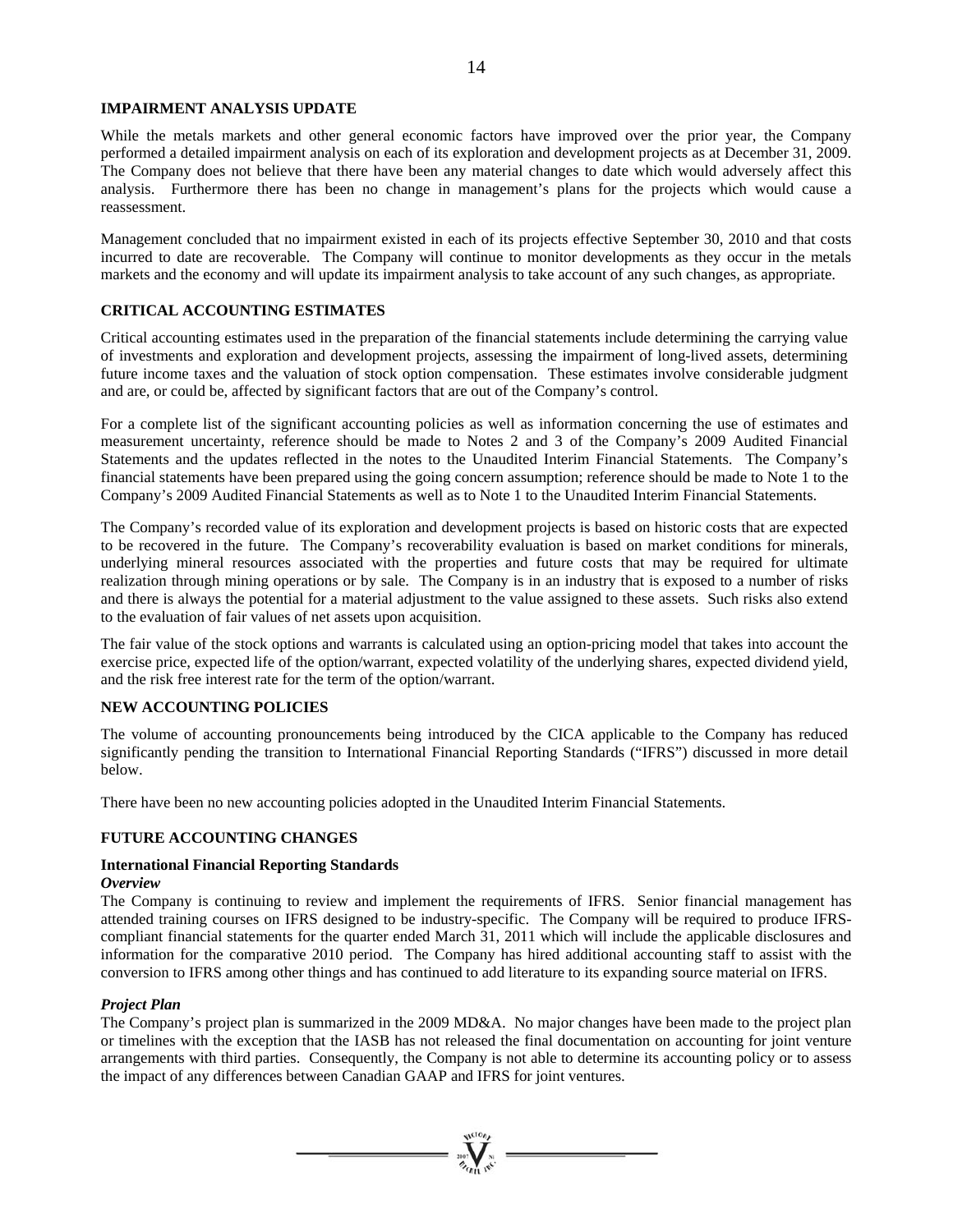## IMPAIRMENT ANALYSIS UPDATE

While the metals markets and other general economic factors have improved over the prior year, the Company performed a detailed impairment analysis on each of its exploration and development projects as at December 31, 2009. The Company does not believe that there have been any material changes to date which would adversely affect this analysis. Furthermore there has been no change in management's plans for the projects which would cause a reassessment.

Management concluded that no impairment existed in each of its projects effective September 30, 2010 and that costs incurred to date are recoverable. The Company will continue to monitor developments as they occur in the metals markets and the economy and will update its impairment analysis to take account of any such changes, as appropriate.

## CRITICAL ACCOUNTING ESTIMATES

Critical accounting estimates used in the preparation of the financial statements include determining the carrying value of investments and exploration and development projects, assessing the impairment of long-lived assets, determining future income taxes and the valuation of stock option compensation. These estimates involve considerable judgment and are, or could be, affected by significant factors that are out of the Company's control.

For a complete list of the significant accounting policies as well as information concerning the use of estimates and measurement uncertainty, reference should be made to Notes 2 and 3 of the Company's 2009 Audited Financial Statements and the updates reflected in the notes to the Unaudited Interim Financial Statements. The Company's financial statements have been prepared using the going concern assumption; reference should be made to Note 1 to the Company's 2009 Audited Financial Statements as well as to Note 1 to the Unaudited Interim Financial Statements.

The Company's recorded value of its exploration and development projects is based on historic costs that are expected to be recovered in the future. The Company's recoverability evaluation is based on market conditions for minerals, underlying mineral resources associated with the properties and future costs that may be required for ultimate realization through mining operations or by sale. The Company is in an industry that is exposed to a number of risks and there is always the potential for a material adjustment to the value assigned to these assets. Such risks also extend to the evaluation of fair values of net assets upon acquisition.

The fair value of the stock options and warrants is calculated using an option-pricing model that takes into account the exercise price, expected life of the option/warrant, expected volatility of the underlying shares, expected dividend yield, and the risk free interest rate for the term of the option/warrant.

## NEW ACCOUNTING POLICIES

The volume of accounting pronouncements being introduced by the CICA applicable to the Company has reduced significantly pending the transition to International Financial Reporting Standards ("IFRS") discussed in more detail below.

There have been no new accounting policies adopted in the Unaudited Interim Financial Statements.

## FUTURE ACCOUNTING CHANGES

### International Financial Reporting Standards

***Overview***

The Company is continuing to review and implement the requirements of IFRS. Senior financial management has attended training courses on IFRS designed to be industry-specific. The Company will be required to produce IFRS-compliant financial statements for the quarter ended March 31, 2011 which will include the applicable disclosures and information for the comparative 2010 period. The Company has hired additional accounting staff to assist with the conversion to IFRS among other things and has continued to add literature to its expanding source material on IFRS.

***Project Plan***

The Company's project plan is summarized in the 2009 MD&A. No major changes have been made to the project plan or timelines with the exception that the IASB has not released the final documentation on accounting for joint venture arrangements with third parties. Consequently, the Company is not able to determine its accounting policy or to assess the impact of any differences between Canadian GAAP and IFRS for joint ventures.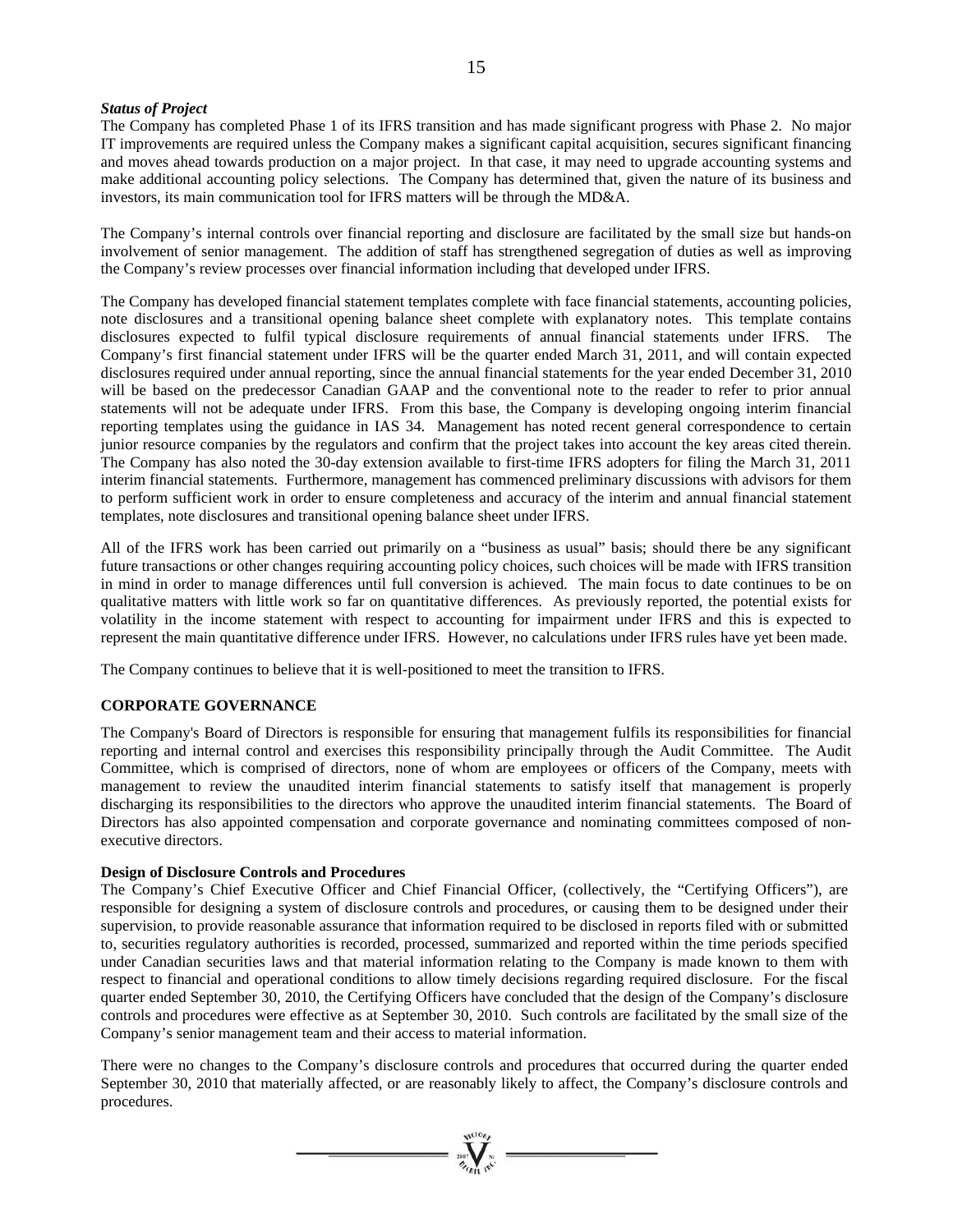***Status of Project***

The Company has completed Phase 1 of its IFRS transition and has made significant progress with Phase 2. No major IT improvements are required unless the Company makes a significant capital acquisition, secures significant financing and moves ahead towards production on a major project. In that case, it may need to upgrade accounting systems and make additional accounting policy selections. The Company has determined that, given the nature of its business and investors, its main communication tool for IFRS matters will be through the MD&A.

The Company's internal controls over financial reporting and disclosure are facilitated by the small size but hands-on involvement of senior management. The addition of staff has strengthened segregation of duties as well as improving the Company's review processes over financial information including that developed under IFRS.

The Company has developed financial statement templates complete with face financial statements, accounting policies, note disclosures and a transitional opening balance sheet complete with explanatory notes. This template contains disclosures expected to fulfil typical disclosure requirements of annual financial statements under IFRS. The Company's first financial statement under IFRS will be the quarter ended March 31, 2011, and will contain expected disclosures required under annual reporting, since the annual financial statements for the year ended December 31, 2010 will be based on the predecessor Canadian GAAP and the conventional note to the reader to refer to prior annual statements will not be adequate under IFRS. From this base, the Company is developing ongoing interim financial reporting templates using the guidance in IAS 34. Management has noted recent general correspondence to certain junior resource companies by the regulators and confirm that the project takes into account the key areas cited therein. The Company has also noted the 30-day extension available to first-time IFRS adopters for filing the March 31, 2011 interim financial statements. Furthermore, management has commenced preliminary discussions with advisors for them to perform sufficient work in order to ensure completeness and accuracy of the interim and annual financial statement templates, note disclosures and transitional opening balance sheet under IFRS.

All of the IFRS work has been carried out primarily on a "business as usual" basis; should there be any significant future transactions or other changes requiring accounting policy choices, such choices will be made with IFRS transition in mind in order to manage differences until full conversion is achieved. The main focus to date continues to be on qualitative matters with little work so far on quantitative differences. As previously reported, the potential exists for volatility in the income statement with respect to accounting for impairment under IFRS and this is expected to represent the main quantitative difference under IFRS. However, no calculations under IFRS rules have yet been made.

The Company continues to believe that it is well-positioned to meet the transition to IFRS.

## CORPORATE GOVERNANCE

The Company's Board of Directors is responsible for ensuring that management fulfils its responsibilities for financial reporting and internal control and exercises this responsibility principally through the Audit Committee. The Audit Committee, which is comprised of directors, none of whom are employees or officers of the Company, meets with management to review the unaudited interim financial statements to satisfy itself that management is properly discharging its responsibilities to the directors who approve the unaudited interim financial statements. The Board of Directors has also appointed compensation and corporate governance and nominating committees composed of non-executive directors.

**Design of Disclosure Controls and Procedures**

The Company's Chief Executive Officer and Chief Financial Officer, (collectively, the "Certifying Officers"), are responsible for designing a system of disclosure controls and procedures, or causing them to be designed under their supervision, to provide reasonable assurance that information required to be disclosed in reports filed with or submitted to, securities regulatory authorities is recorded, processed, summarized and reported within the time periods specified under Canadian securities laws and that material information relating to the Company is made known to them with respect to financial and operational conditions to allow timely decisions regarding required disclosure. For the fiscal quarter ended September 30, 2010, the Certifying Officers have concluded that the design of the Company's disclosure controls and procedures were effective as at September 30, 2010. Such controls are facilitated by the small size of the Company's senior management team and their access to material information.

There were no changes to the Company's disclosure controls and procedures that occurred during the quarter ended September 30, 2010 that materially affected, or are reasonably likely to affect, the Company's disclosure controls and procedures.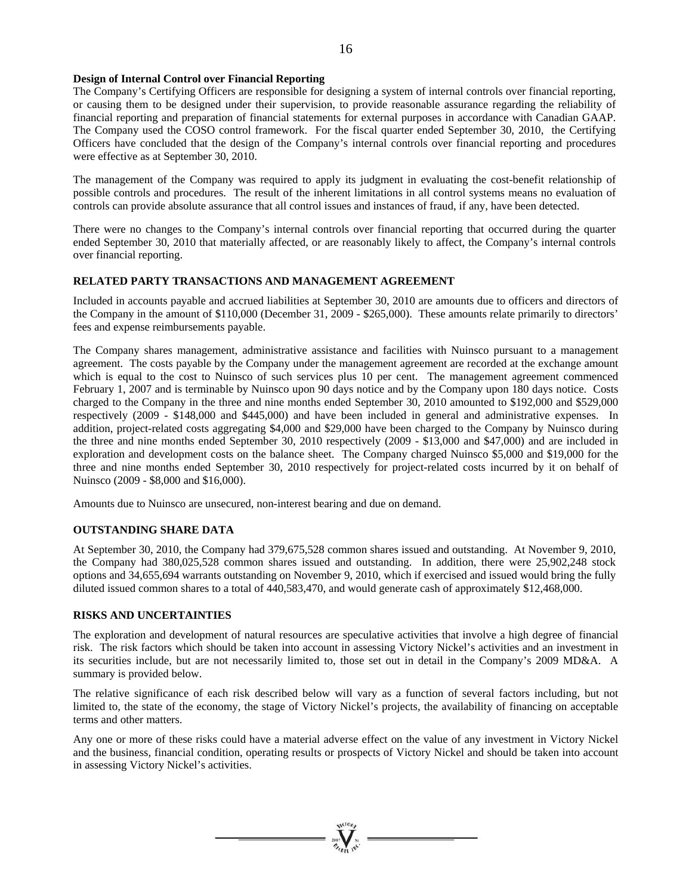**Design of Internal Control over Financial Reporting**

The Company's Certifying Officers are responsible for designing a system of internal controls over financial reporting, or causing them to be designed under their supervision, to provide reasonable assurance regarding the reliability of financial reporting and preparation of financial statements for external purposes in accordance with Canadian GAAP. The Company used the COSO control framework. For the fiscal quarter ended September 30, 2010, the Certifying Officers have concluded that the design of the Company's internal controls over financial reporting and procedures were effective as at September 30, 2010.

The management of the Company was required to apply its judgment in evaluating the cost-benefit relationship of possible controls and procedures. The result of the inherent limitations in all control systems means no evaluation of controls can provide absolute assurance that all control issues and instances of fraud, if any, have been detected.

There were no changes to the Company's internal controls over financial reporting that occurred during the quarter ended September 30, 2010 that materially affected, or are reasonably likely to affect, the Company's internal controls over financial reporting.

## RELATED PARTY TRANSACTIONS AND MANAGEMENT AGREEMENT

Included in accounts payable and accrued liabilities at September 30, 2010 are amounts due to officers and directors of the Company in the amount of $110,000 (December 31, 2009 - $265,000). These amounts relate primarily to directors' fees and expense reimbursements payable.

The Company shares management, administrative assistance and facilities with Nuinsco pursuant to a management agreement. The costs payable by the Company under the management agreement are recorded at the exchange amount which is equal to the cost to Nuinsco of such services plus 10 per cent. The management agreement commenced February 1, 2007 and is terminable by Nuinsco upon 90 days notice and by the Company upon 180 days notice. Costs charged to the Company in the three and nine months ended September 30, 2010 amounted to $192,000 and $529,000 respectively (2009 - $148,000 and $445,000) and have been included in general and administrative expenses. In addition, project-related costs aggregating $4,000 and $29,000 have been charged to the Company by Nuinsco during the three and nine months ended September 30, 2010 respectively (2009 - $13,000 and $47,000) and are included in exploration and development costs on the balance sheet. The Company charged Nuinsco $5,000 and $19,000 for the three and nine months ended September 30, 2010 respectively for project-related costs incurred by it on behalf of Nuinsco (2009 - $8,000 and $16,000).

Amounts due to Nuinsco are unsecured, non-interest bearing and due on demand.

## OUTSTANDING SHARE DATA

At September 30, 2010, the Company had 379,675,528 common shares issued and outstanding. At November 9, 2010, the Company had 380,025,528 common shares issued and outstanding. In addition, there were 25,902,248 stock options and 34,655,694 warrants outstanding on November 9, 2010, which if exercised and issued would bring the fully diluted issued common shares to a total of 440,583,470, and would generate cash of approximately $12,468,000.

## RISKS AND UNCERTAINTIES

The exploration and development of natural resources are speculative activities that involve a high degree of financial risk. The risk factors which should be taken into account in assessing Victory Nickel's activities and an investment in its securities include, but are not necessarily limited to, those set out in detail in the Company's 2009 MD&A. A summary is provided below.

The relative significance of each risk described below will vary as a function of several factors including, but not limited to, the state of the economy, the stage of Victory Nickel's projects, the availability of financing on acceptable terms and other matters.

Any one or more of these risks could have a material adverse effect on the value of any investment in Victory Nickel and the business, financial condition, operating results or prospects of Victory Nickel and should be taken into account in assessing Victory Nickel's activities.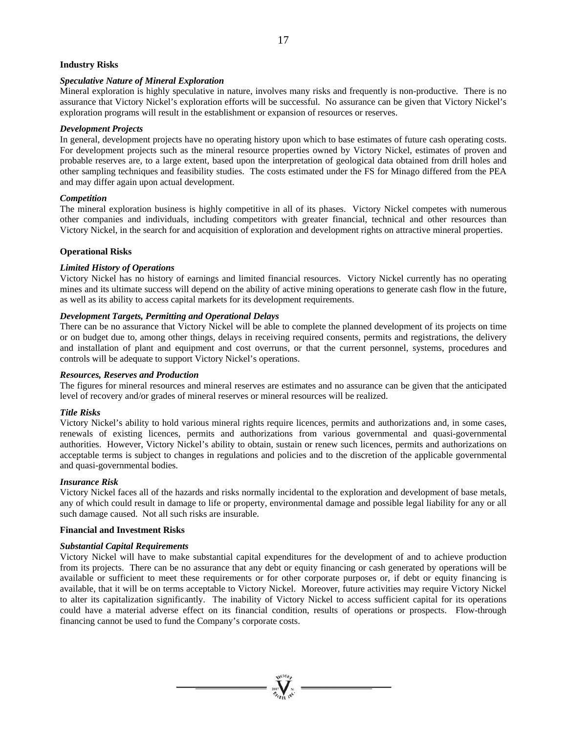### Industry Risks

***Speculative Nature of Mineral Exploration***

Mineral exploration is highly speculative in nature, involves many risks and frequently is non-productive. There is no assurance that Victory Nickel's exploration efforts will be successful. No assurance can be given that Victory Nickel's exploration programs will result in the establishment or expansion of resources or reserves.

***Development Projects***

In general, development projects have no operating history upon which to base estimates of future cash operating costs. For development projects such as the mineral resource properties owned by Victory Nickel, estimates of proven and probable reserves are, to a large extent, based upon the interpretation of geological data obtained from drill holes and other sampling techniques and feasibility studies. The costs estimated under the FS for Minago differed from the PEA and may differ again upon actual development.

***Competition***

The mineral exploration business is highly competitive in all of its phases. Victory Nickel competes with numerous other companies and individuals, including competitors with greater financial, technical and other resources than Victory Nickel, in the search for and acquisition of exploration and development rights on attractive mineral properties.

### Operational Risks

***Limited History of Operations***

Victory Nickel has no history of earnings and limited financial resources. Victory Nickel currently has no operating mines and its ultimate success will depend on the ability of active mining operations to generate cash flow in the future, as well as its ability to access capital markets for its development requirements.

***Development Targets, Permitting and Operational Delays***

There can be no assurance that Victory Nickel will be able to complete the planned development of its projects on time or on budget due to, among other things, delays in receiving required consents, permits and registrations, the delivery and installation of plant and equipment and cost overruns, or that the current personnel, systems, procedures and controls will be adequate to support Victory Nickel's operations.

***Resources, Reserves and Production***

The figures for mineral resources and mineral reserves are estimates and no assurance can be given that the anticipated level of recovery and/or grades of mineral reserves or mineral resources will be realized.

***Title Risks***

Victory Nickel's ability to hold various mineral rights require licences, permits and authorizations and, in some cases, renewals of existing licences, permits and authorizations from various governmental and quasi-governmental authorities. However, Victory Nickel's ability to obtain, sustain or renew such licences, permits and authorizations on acceptable terms is subject to changes in regulations and policies and to the discretion of the applicable governmental and quasi-governmental bodies.

***Insurance Risk***

Victory Nickel faces all of the hazards and risks normally incidental to the exploration and development of base metals, any of which could result in damage to life or property, environmental damage and possible legal liability for any or all such damage caused. Not all such risks are insurable.

### Financial and Investment Risks

***Substantial Capital Requirements***

Victory Nickel will have to make substantial capital expenditures for the development of and to achieve production from its projects. There can be no assurance that any debt or equity financing or cash generated by operations will be available or sufficient to meet these requirements or for other corporate purposes or, if debt or equity financing is available, that it will be on terms acceptable to Victory Nickel. Moreover, future activities may require Victory Nickel to alter its capitalization significantly. The inability of Victory Nickel to access sufficient capital for its operations could have a material adverse effect on its financial condition, results of operations or prospects. Flow-through financing cannot be used to fund the Company's corporate costs.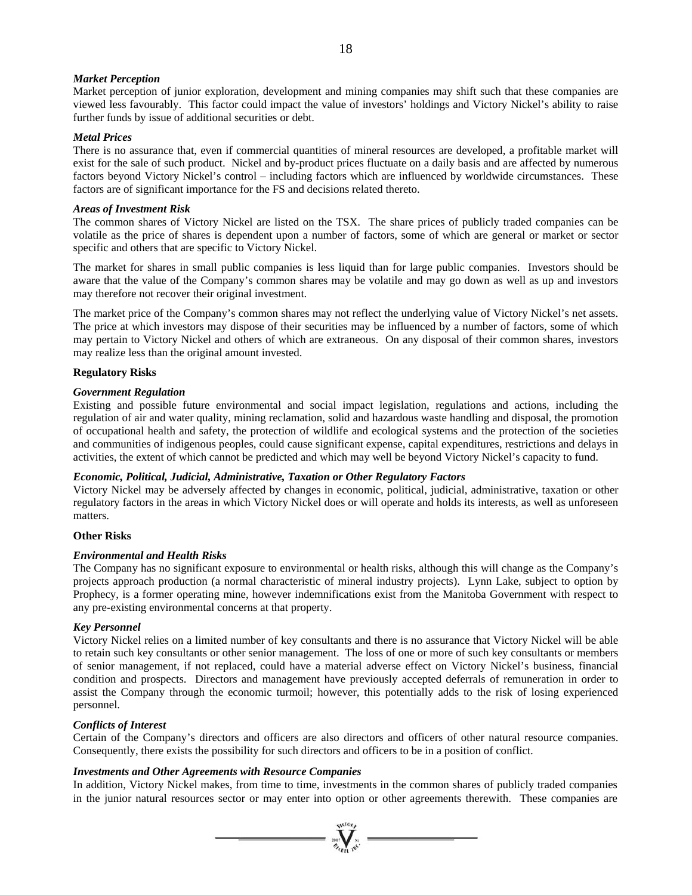***Market Perception***

Market perception of junior exploration, development and mining companies may shift such that these companies are viewed less favourably. This factor could impact the value of investors' holdings and Victory Nickel's ability to raise further funds by issue of additional securities or debt.

***Metal Prices***

There is no assurance that, even if commercial quantities of mineral resources are developed, a profitable market will exist for the sale of such product. Nickel and by-product prices fluctuate on a daily basis and are affected by numerous factors beyond Victory Nickel's control – including factors which are influenced by worldwide circumstances. These factors are of significant importance for the FS and decisions related thereto.

***Areas of Investment Risk***

The common shares of Victory Nickel are listed on the TSX. The share prices of publicly traded companies can be volatile as the price of shares is dependent upon a number of factors, some of which are general or market or sector specific and others that are specific to Victory Nickel.

The market for shares in small public companies is less liquid than for large public companies. Investors should be aware that the value of the Company's common shares may be volatile and may go down as well as up and investors may therefore not recover their original investment.

The market price of the Company's common shares may not reflect the underlying value of Victory Nickel's net assets. The price at which investors may dispose of their securities may be influenced by a number of factors, some of which may pertain to Victory Nickel and others of which are extraneous. On any disposal of their common shares, investors may realize less than the original amount invested.

**Regulatory Risks**

***Government Regulation***

Existing and possible future environmental and social impact legislation, regulations and actions, including the regulation of air and water quality, mining reclamation, solid and hazardous waste handling and disposal, the promotion of occupational health and safety, the protection of wildlife and ecological systems and the protection of the societies and communities of indigenous peoples, could cause significant expense, capital expenditures, restrictions and delays in activities, the extent of which cannot be predicted and which may well be beyond Victory Nickel's capacity to fund.

***Economic, Political, Judicial, Administrative, Taxation or Other Regulatory Factors***

Victory Nickel may be adversely affected by changes in economic, political, judicial, administrative, taxation or other regulatory factors in the areas in which Victory Nickel does or will operate and holds its interests, as well as unforeseen matters.

**Other Risks**

***Environmental and Health Risks***

The Company has no significant exposure to environmental or health risks, although this will change as the Company's projects approach production (a normal characteristic of mineral industry projects). Lynn Lake, subject to option by Prophecy, is a former operating mine, however indemnifications exist from the Manitoba Government with respect to any pre-existing environmental concerns at that property.

***Key Personnel***

Victory Nickel relies on a limited number of key consultants and there is no assurance that Victory Nickel will be able to retain such key consultants or other senior management. The loss of one or more of such key consultants or members of senior management, if not replaced, could have a material adverse effect on Victory Nickel's business, financial condition and prospects. Directors and management have previously accepted deferrals of remuneration in order to assist the Company through the economic turmoil; however, this potentially adds to the risk of losing experienced personnel.

***Conflicts of Interest***

Certain of the Company's directors and officers are also directors and officers of other natural resource companies. Consequently, there exists the possibility for such directors and officers to be in a position of conflict.

***Investments and Other Agreements with Resource Companies***

In addition, Victory Nickel makes, from time to time, investments in the common shares of publicly traded companies in the junior natural resources sector or may enter into option or other agreements therewith. These companies are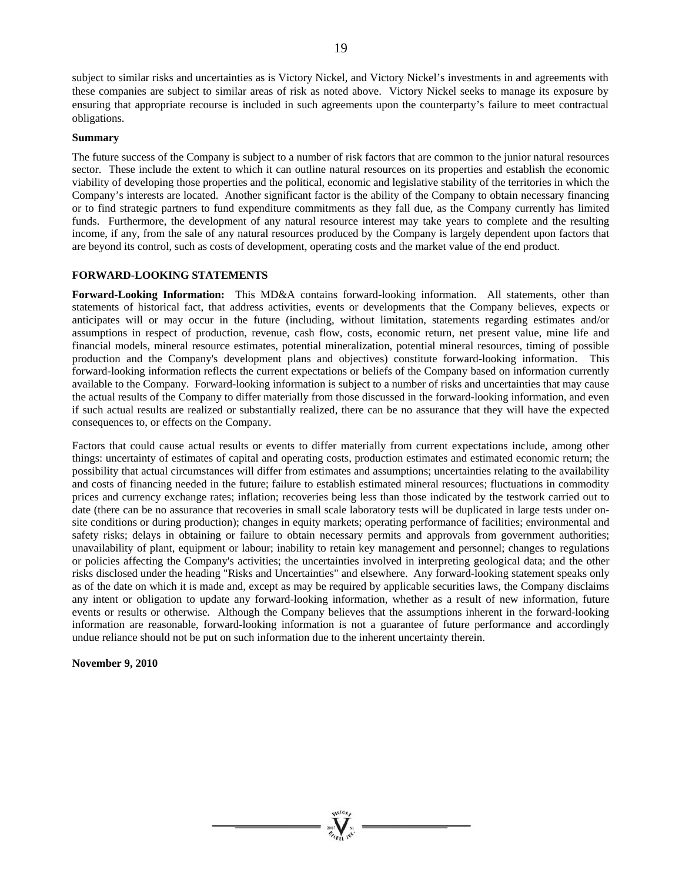subject to similar risks and uncertainties as is Victory Nickel, and Victory Nickel's investments in and agreements with these companies are subject to similar areas of risk as noted above. Victory Nickel seeks to manage its exposure by ensuring that appropriate recourse is included in such agreements upon the counterparty's failure to meet contractual obligations.

**Summary**

The future success of the Company is subject to a number of risk factors that are common to the junior natural resources sector. These include the extent to which it can outline natural resources on its properties and establish the economic viability of developing those properties and the political, economic and legislative stability of the territories in which the Company's interests are located. Another significant factor is the ability of the Company to obtain necessary financing or to find strategic partners to fund expenditure commitments as they fall due, as the Company currently has limited funds. Furthermore, the development of any natural resource interest may take years to complete and the resulting income, if any, from the sale of any natural resources produced by the Company is largely dependent upon factors that are beyond its control, such as costs of development, operating costs and the market value of the end product.

## FORWARD-LOOKING STATEMENTS

**Forward-Looking Information:** This MD&A contains forward-looking information. All statements, other than statements of historical fact, that address activities, events or developments that the Company believes, expects or anticipates will or may occur in the future (including, without limitation, statements regarding estimates and/or assumptions in respect of production, revenue, cash flow, costs, economic return, net present value, mine life and financial models, mineral resource estimates, potential mineralization, potential mineral resources, timing of possible production and the Company's development plans and objectives) constitute forward-looking information. This forward-looking information reflects the current expectations or beliefs of the Company based on information currently available to the Company. Forward-looking information is subject to a number of risks and uncertainties that may cause the actual results of the Company to differ materially from those discussed in the forward-looking information, and even if such actual results are realized or substantially realized, there can be no assurance that they will have the expected consequences to, or effects on the Company.

Factors that could cause actual results or events to differ materially from current expectations include, among other things: uncertainty of estimates of capital and operating costs, production estimates and estimated economic return; the possibility that actual circumstances will differ from estimates and assumptions; uncertainties relating to the availability and costs of financing needed in the future; failure to establish estimated mineral resources; fluctuations in commodity prices and currency exchange rates; inflation; recoveries being less than those indicated by the testwork carried out to date (there can be no assurance that recoveries in small scale laboratory tests will be duplicated in large tests under on-site conditions or during production); changes in equity markets; operating performance of facilities; environmental and safety risks; delays in obtaining or failure to obtain necessary permits and approvals from government authorities; unavailability of plant, equipment or labour; inability to retain key management and personnel; changes to regulations or policies affecting the Company's activities; the uncertainties involved in interpreting geological data; and the other risks disclosed under the heading "Risks and Uncertainties" and elsewhere. Any forward-looking statement speaks only as of the date on which it is made and, except as may be required by applicable securities laws, the Company disclaims any intent or obligation to update any forward-looking information, whether as a result of new information, future events or results or otherwise. Although the Company believes that the assumptions inherent in the forward-looking information are reasonable, forward-looking information is not a guarantee of future performance and accordingly undue reliance should not be put on such information due to the inherent uncertainty therein.

**November 9, 2010**